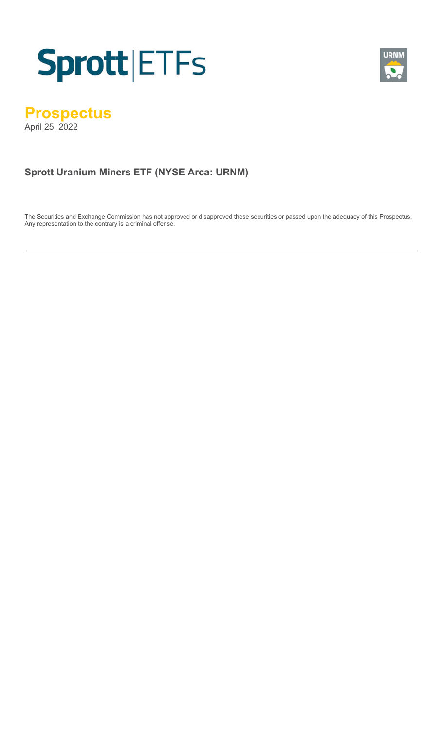Sprott | ETFs

URNM

# Prospectus

April 25, 2022

## Sprott Uranium Miners ETF (NYSE Arca: URNM)

The Securities and Exchange Commission has not approved or disapproved these securities or passed upon the adequacy of this Prospectus. Any representation to the contrary is a criminal offense.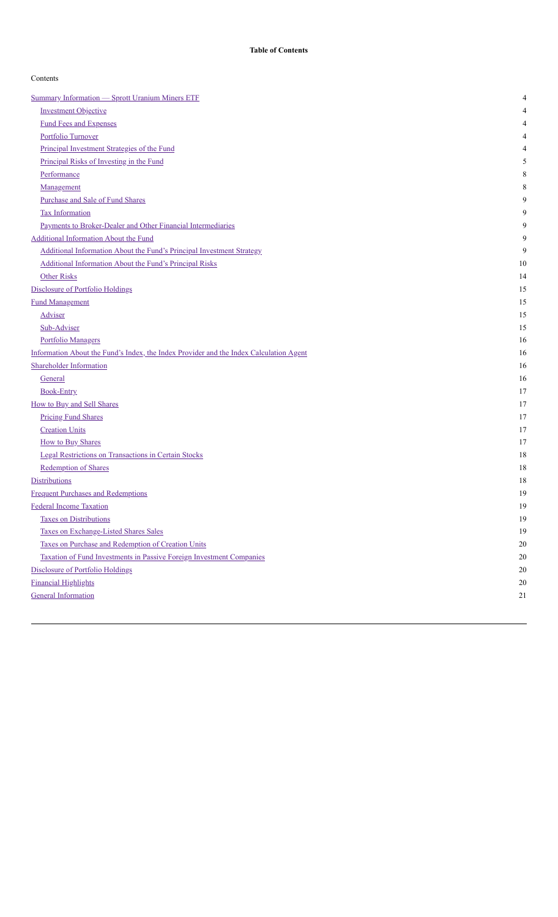**Table of Contents**

Contents

| | |
|---|---|
| Summary Information — Sprott Uranium Miners ETF | 4 |
| Investment Objective | 4 |
| Fund Fees and Expenses | 4 |
| Portfolio Turnover | 4 |
| Principal Investment Strategies of the Fund | 4 |
| Principal Risks of Investing in the Fund | 5 |
| Performance | 8 |
| Management | 8 |
| Purchase and Sale of Fund Shares | 9 |
| Tax Information | 9 |
| Payments to Broker-Dealer and Other Financial Intermediaries | 9 |
| Additional Information About the Fund | 9 |
| Additional Information About the Fund's Principal Investment Strategy | 9 |
| Additional Information About the Fund's Principal Risks | 10 |
| Other Risks | 14 |
| Disclosure of Portfolio Holdings | 15 |
| Fund Management | 15 |
| Adviser | 15 |
| Sub-Adviser | 15 |
| Portfolio Managers | 16 |
| Information About the Fund's Index, the Index Provider and the Index Calculation Agent | 16 |
| Shareholder Information | 16 |
| General | 16 |
| Book-Entry | 17 |
| How to Buy and Sell Shares | 17 |
| Pricing Fund Shares | 17 |
| Creation Units | 17 |
| How to Buy Shares | 17 |
| Legal Restrictions on Transactions in Certain Stocks | 18 |
| Redemption of Shares | 18 |
| Distributions | 18 |
| Frequent Purchases and Redemptions | 19 |
| Federal Income Taxation | 19 |
| Taxes on Distributions | 19 |
| Taxes on Exchange-Listed Shares Sales | 19 |
| Taxes on Purchase and Redemption of Creation Units | 20 |
| Taxation of Fund Investments in Passive Foreign Investment Companies | 20 |
| Disclosure of Portfolio Holdings | 20 |
| Financial Highlights | 20 |
| General Information | 21 |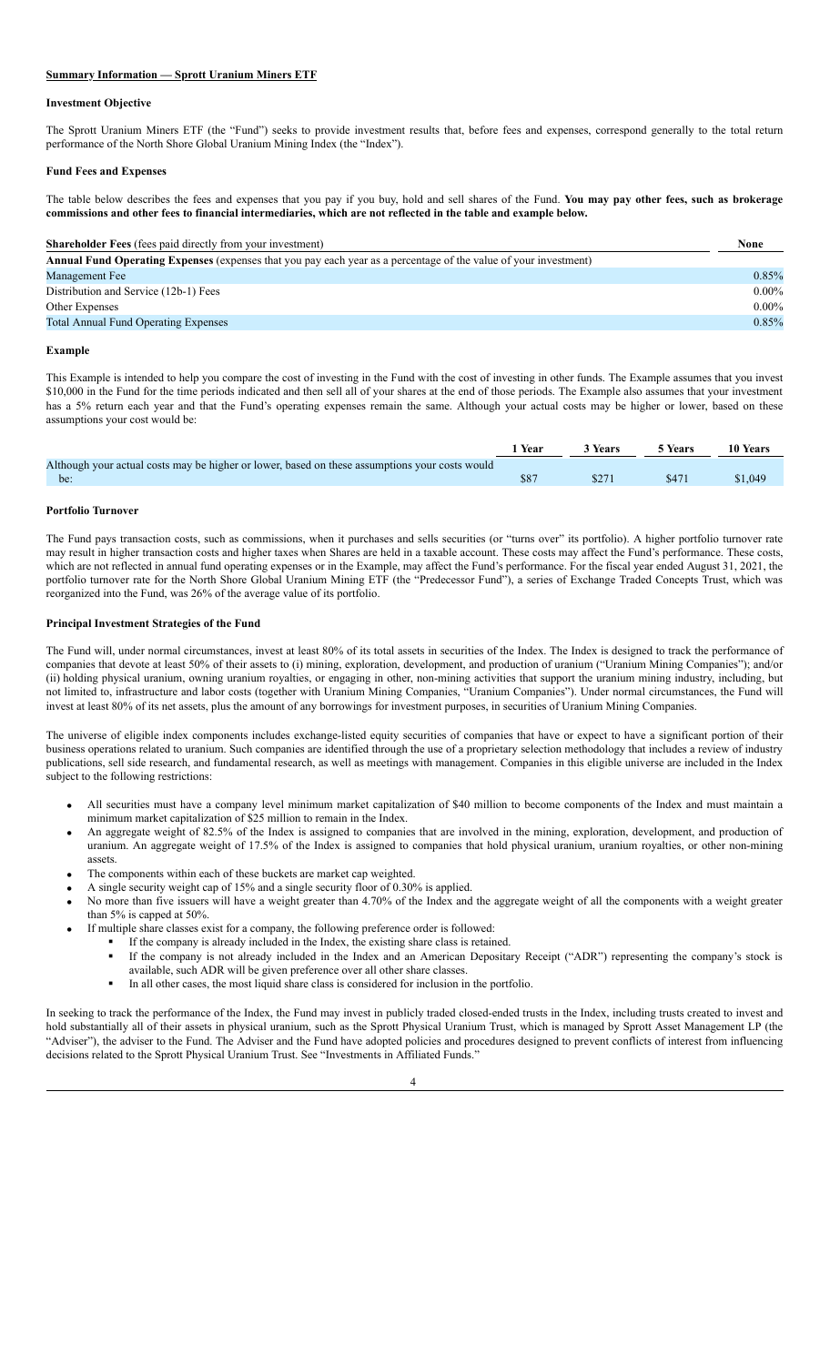## Summary Information — Sprott Uranium Miners ETF

### Investment Objective

The Sprott Uranium Miners ETF (the "Fund") seeks to provide investment results that, before fees and expenses, correspond generally to the total return performance of the North Shore Global Uranium Mining Index (the "Index").

### Fund Fees and Expenses

The table below describes the fees and expenses that you pay if you buy, hold and sell shares of the Fund. **You may pay other fees, such as brokerage commissions and other fees to financial intermediaries, which are not reflected in the table and example below.**

| **Shareholder Fees** (fees paid directly from your investment) | **None** |
|---|---|
| **Annual Fund Operating Expenses** (expenses that you pay each year as a percentage of the value of your investment) | |
| Management Fee | 0.85% |
| Distribution and Service (12b-1) Fees | 0.00% |
| Other Expenses | 0.00% |
| Total Annual Fund Operating Expenses | 0.85% |

### Example

This Example is intended to help you compare the cost of investing in the Fund with the cost of investing in other funds. The Example assumes that you invest $10,000 in the Fund for the time periods indicated and then sell all of your shares at the end of those periods. The Example also assumes that your investment has a 5% return each year and that the Fund's operating expenses remain the same. Although your actual costs may be higher or lower, based on these assumptions your cost would be:

| | 1 Year | 3 Years | 5 Years | 10 Years |
|---|---|---|---|---|
| Although your actual costs may be higher or lower, based on these assumptions your costs would be: | $87 | $271 | $471 | $1,049 |

### Portfolio Turnover

The Fund pays transaction costs, such as commissions, when it purchases and sells securities (or "turns over" its portfolio). A higher portfolio turnover rate may result in higher transaction costs and higher taxes when Shares are held in a taxable account. These costs may affect the Fund's performance. These costs, which are not reflected in annual fund operating expenses or in the Example, may affect the Fund's performance. For the fiscal year ended August 31, 2021, the portfolio turnover rate for the North Shore Global Uranium Mining ETF (the "Predecessor Fund"), a series of Exchange Traded Concepts Trust, which was reorganized into the Fund, was 26% of the average value of its portfolio.

### Principal Investment Strategies of the Fund

The Fund will, under normal circumstances, invest at least 80% of its total assets in securities of the Index. The Index is designed to track the performance of companies that devote at least 50% of their assets to (i) mining, exploration, development, and production of uranium ("Uranium Mining Companies"); and/or (ii) holding physical uranium, owning uranium royalties, or engaging in other, non-mining activities that support the uranium mining industry, including, but not limited to, infrastructure and labor costs (together with Uranium Mining Companies, "Uranium Companies"). Under normal circumstances, the Fund will invest at least 80% of its net assets, plus the amount of any borrowings for investment purposes, in securities of Uranium Mining Companies.

The universe of eligible index components includes exchange-listed equity securities of companies that have or expect to have a significant portion of their business operations related to uranium. Such companies are identified through the use of a proprietary selection methodology that includes a review of industry publications, sell side research, and fundamental research, as well as meetings with management. Companies in this eligible universe are included in the Index subject to the following restrictions:

- All securities must have a company level minimum market capitalization of $40 million to become components of the Index and must maintain a minimum market capitalization of $25 million to remain in the Index.
- An aggregate weight of 82.5% of the Index is assigned to companies that are involved in the mining, exploration, development, and production of uranium. An aggregate weight of 17.5% of the Index is assigned to companies that hold physical uranium, uranium royalties, or other non-mining assets.
- The components within each of these buckets are market cap weighted.
- A single security weight cap of 15% and a single security floor of 0.30% is applied.
- No more than five issuers will have a weight greater than 4.70% of the Index and the aggregate weight of all the components with a weight greater than 5% is capped at 50%.
- If multiple share classes exist for a company, the following preference order is followed:
  - If the company is already included in the Index, the existing share class is retained.
  - If the company is not already included in the Index and an American Depositary Receipt ("ADR") representing the company's stock is available, such ADR will be given preference over all other share classes.
  - In all other cases, the most liquid share class is considered for inclusion in the portfolio.

In seeking to track the performance of the Index, the Fund may invest in publicly traded closed-ended trusts in the Index, including trusts created to invest and hold substantially all of their assets in physical uranium, such as the Sprott Physical Uranium Trust, which is managed by Sprott Asset Management LP (the "Adviser"), the adviser to the Fund. The Adviser and the Fund have adopted policies and procedures designed to prevent conflicts of interest from influencing decisions related to the Sprott Physical Uranium Trust. See "Investments in Affiliated Funds."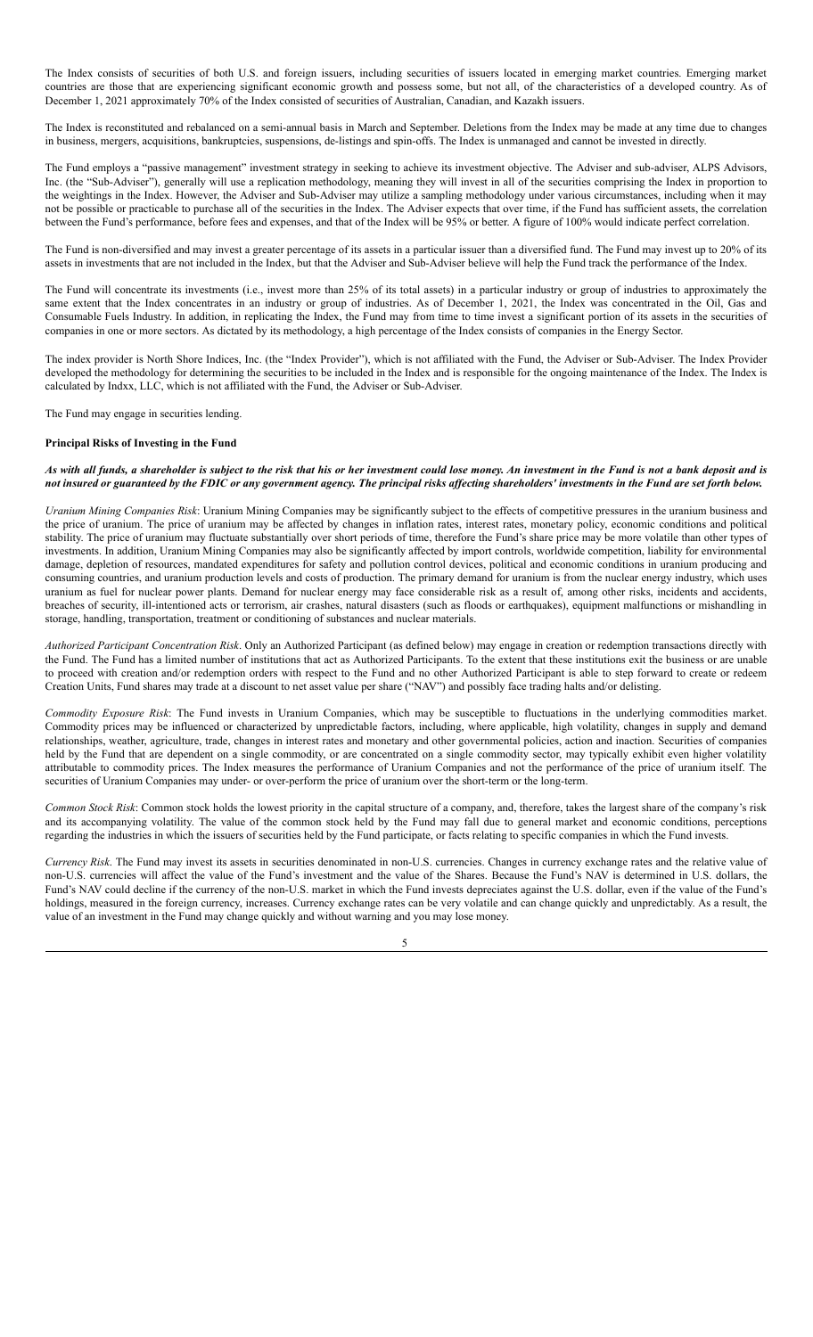The Index consists of securities of both U.S. and foreign issuers, including securities of issuers located in emerging market countries. Emerging market countries are those that are experiencing significant economic growth and possess some, but not all, of the characteristics of a developed country. As of December 1, 2021 approximately 70% of the Index consisted of securities of Australian, Canadian, and Kazakh issuers.

The Index is reconstituted and rebalanced on a semi-annual basis in March and September. Deletions from the Index may be made at any time due to changes in business, mergers, acquisitions, bankruptcies, suspensions, de-listings and spin-offs. The Index is unmanaged and cannot be invested in directly.

The Fund employs a "passive management" investment strategy in seeking to achieve its investment objective. The Adviser and sub-adviser, ALPS Advisors, Inc. (the "Sub-Adviser"), generally will use a replication methodology, meaning they will invest in all of the securities comprising the Index in proportion to the weightings in the Index. However, the Adviser and Sub-Adviser may utilize a sampling methodology under various circumstances, including when it may not be possible or practicable to purchase all of the securities in the Index. The Adviser expects that over time, if the Fund has sufficient assets, the correlation between the Fund's performance, before fees and expenses, and that of the Index will be 95% or better. A figure of 100% would indicate perfect correlation.

The Fund is non-diversified and may invest a greater percentage of its assets in a particular issuer than a diversified fund. The Fund may invest up to 20% of its assets in investments that are not included in the Index, but that the Adviser and Sub-Adviser believe will help the Fund track the performance of the Index.

The Fund will concentrate its investments (i.e., invest more than 25% of its total assets) in a particular industry or group of industries to approximately the same extent that the Index concentrates in an industry or group of industries. As of December 1, 2021, the Index was concentrated in the Oil, Gas and Consumable Fuels Industry. In addition, in replicating the Index, the Fund may from time to time invest a significant portion of its assets in the securities of companies in one or more sectors. As dictated by its methodology, a high percentage of the Index consists of companies in the Energy Sector.

The index provider is North Shore Indices, Inc. (the "Index Provider"), which is not affiliated with the Fund, the Adviser or Sub-Adviser. The Index Provider developed the methodology for determining the securities to be included in the Index and is responsible for the ongoing maintenance of the Index. The Index is calculated by Indxx, LLC, which is not affiliated with the Fund, the Adviser or Sub-Adviser.

The Fund may engage in securities lending.

**Principal Risks of Investing in the Fund**

***As with all funds, a shareholder is subject to the risk that his or her investment could lose money. An investment in the Fund is not a bank deposit and is not insured or guaranteed by the FDIC or any government agency. The principal risks affecting shareholders' investments in the Fund are set forth below.***

*Uranium Mining Companies Risk*: Uranium Mining Companies may be significantly subject to the effects of competitive pressures in the uranium business and the price of uranium. The price of uranium may be affected by changes in inflation rates, interest rates, monetary policy, economic conditions and political stability. The price of uranium may fluctuate substantially over short periods of time, therefore the Fund's share price may be more volatile than other types of investments. In addition, Uranium Mining Companies may also be significantly affected by import controls, worldwide competition, liability for environmental damage, depletion of resources, mandated expenditures for safety and pollution control devices, political and economic conditions in uranium producing and consuming countries, and uranium production levels and costs of production. The primary demand for uranium is from the nuclear energy industry, which uses uranium as fuel for nuclear power plants. Demand for nuclear energy may face considerable risk as a result of, among other risks, incidents and accidents, breaches of security, ill-intentioned acts or terrorism, air crashes, natural disasters (such as floods or earthquakes), equipment malfunctions or mishandling in storage, handling, transportation, treatment or conditioning of substances and nuclear materials.

*Authorized Participant Concentration Risk*. Only an Authorized Participant (as defined below) may engage in creation or redemption transactions directly with the Fund. The Fund has a limited number of institutions that act as Authorized Participants. To the extent that these institutions exit the business or are unable to proceed with creation and/or redemption orders with respect to the Fund and no other Authorized Participant is able to step forward to create or redeem Creation Units, Fund shares may trade at a discount to net asset value per share ("NAV") and possibly face trading halts and/or delisting.

*Commodity Exposure Risk*: The Fund invests in Uranium Companies, which may be susceptible to fluctuations in the underlying commodities market. Commodity prices may be influenced or characterized by unpredictable factors, including, where applicable, high volatility, changes in supply and demand relationships, weather, agriculture, trade, changes in interest rates and monetary and other governmental policies, action and inaction. Securities of companies held by the Fund that are dependent on a single commodity, or are concentrated on a single commodity sector, may typically exhibit even higher volatility attributable to commodity prices. The Index measures the performance of Uranium Companies and not the performance of the price of uranium itself. The securities of Uranium Companies may under- or over-perform the price of uranium over the short-term or the long-term.

*Common Stock Risk*: Common stock holds the lowest priority in the capital structure of a company, and, therefore, takes the largest share of the company's risk and its accompanying volatility. The value of the common stock held by the Fund may fall due to general market and economic conditions, perceptions regarding the industries in which the issuers of securities held by the Fund participate, or facts relating to specific companies in which the Fund invests.

*Currency Risk*. The Fund may invest its assets in securities denominated in non-U.S. currencies. Changes in currency exchange rates and the relative value of non-U.S. currencies will affect the value of the Fund's investment and the value of the Shares. Because the Fund's NAV is determined in U.S. dollars, the Fund's NAV could decline if the currency of the non-U.S. market in which the Fund invests depreciates against the U.S. dollar, even if the value of the Fund's holdings, measured in the foreign currency, increases. Currency exchange rates can be very volatile and can change quickly and unpredictably. As a result, the value of an investment in the Fund may change quickly and without warning and you may lose money.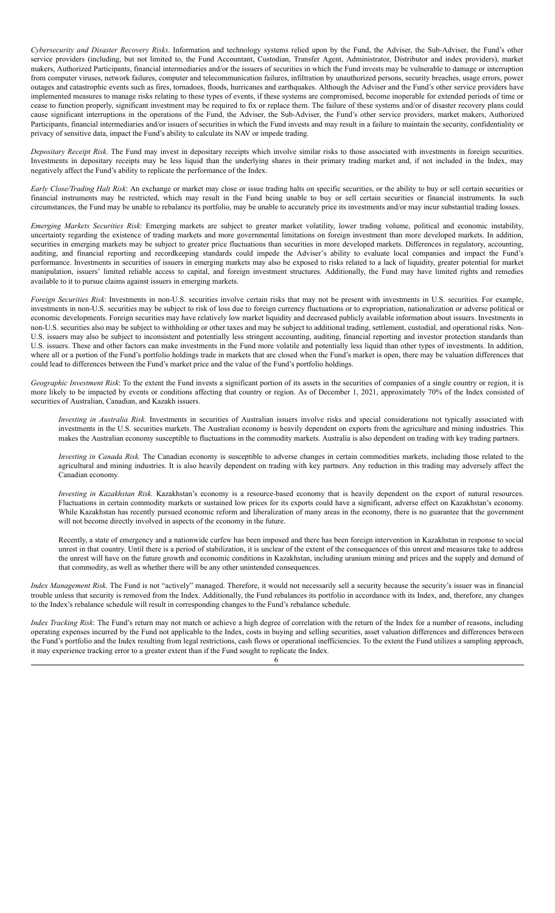*Cybersecurity and Disaster Recovery Risks*. Information and technology systems relied upon by the Fund, the Adviser, the Sub-Adviser, the Fund's other service providers (including, but not limited to, the Fund Accountant, Custodian, Transfer Agent, Administrator, Distributor and index providers), market makers, Authorized Participants, financial intermediaries and/or the issuers of securities in which the Fund invests may be vulnerable to damage or interruption from computer viruses, network failures, computer and telecommunication failures, infiltration by unauthorized persons, security breaches, usage errors, power outages and catastrophic events such as fires, tornadoes, floods, hurricanes and earthquakes. Although the Adviser and the Fund's other service providers have implemented measures to manage risks relating to these types of events, if these systems are compromised, become inoperable for extended periods of time or cease to function properly, significant investment may be required to fix or replace them. The failure of these systems and/or of disaster recovery plans could cause significant interruptions in the operations of the Fund, the Adviser, the Sub-Adviser, the Fund's other service providers, market makers, Authorized Participants, financial intermediaries and/or issuers of securities in which the Fund invests and may result in a failure to maintain the security, confidentiality or privacy of sensitive data, impact the Fund's ability to calculate its NAV or impede trading.

*Depositary Receipt Risk*. The Fund may invest in depositary receipts which involve similar risks to those associated with investments in foreign securities. Investments in depositary receipts may be less liquid than the underlying shares in their primary trading market and, if not included in the Index, may negatively affect the Fund's ability to replicate the performance of the Index.

*Early Close/Trading Halt Risk*: An exchange or market may close or issue trading halts on specific securities, or the ability to buy or sell certain securities or financial instruments may be restricted, which may result in the Fund being unable to buy or sell certain securities or financial instruments. In such circumstances, the Fund may be unable to rebalance its portfolio, may be unable to accurately price its investments and/or may incur substantial trading losses.

*Emerging Markets Securities Risk*: Emerging markets are subject to greater market volatility, lower trading volume, political and economic instability, uncertainty regarding the existence of trading markets and more governmental limitations on foreign investment than more developed markets. In addition, securities in emerging markets may be subject to greater price fluctuations than securities in more developed markets. Differences in regulatory, accounting, auditing, and financial reporting and recordkeeping standards could impede the Adviser's ability to evaluate local companies and impact the Fund's performance. Investments in securities of issuers in emerging markets may also be exposed to risks related to a lack of liquidity, greater potential for market manipulation, issuers' limited reliable access to capital, and foreign investment structures. Additionally, the Fund may have limited rights and remedies available to it to pursue claims against issuers in emerging markets.

*Foreign Securities Risk*: Investments in non-U.S. securities involve certain risks that may not be present with investments in U.S. securities. For example, investments in non-U.S. securities may be subject to risk of loss due to foreign currency fluctuations or to expropriation, nationalization or adverse political or economic developments. Foreign securities may have relatively low market liquidity and decreased publicly available information about issuers. Investments in non-U.S. securities also may be subject to withholding or other taxes and may be subject to additional trading, settlement, custodial, and operational risks. Non-U.S. issuers may also be subject to inconsistent and potentially less stringent accounting, auditing, financial reporting and investor protection standards than U.S. issuers. These and other factors can make investments in the Fund more volatile and potentially less liquid than other types of investments. In addition, where all or a portion of the Fund's portfolio holdings trade in markets that are closed when the Fund's market is open, there may be valuation differences that could lead to differences between the Fund's market price and the value of the Fund's portfolio holdings.

*Geographic Investment Risk*: To the extent the Fund invests a significant portion of its assets in the securities of companies of a single country or region, it is more likely to be impacted by events or conditions affecting that country or region. As of December 1, 2021, approximately 70% of the Index consisted of securities of Australian, Canadian, and Kazakh issuers.

> *Investing in Australia Risk.* Investments in securities of Australian issuers involve risks and special considerations not typically associated with investments in the U.S. securities markets. The Australian economy is heavily dependent on exports from the agriculture and mining industries. This makes the Australian economy susceptible to fluctuations in the commodity markets. Australia is also dependent on trading with key trading partners.
>
> *Investing in Canada Risk.* The Canadian economy is susceptible to adverse changes in certain commodities markets, including those related to the agricultural and mining industries. It is also heavily dependent on trading with key partners. Any reduction in this trading may adversely affect the Canadian economy.
>
> *Investing in Kazakhstan Risk.* Kazakhstan's economy is a resource-based economy that is heavily dependent on the export of natural resources. Fluctuations in certain commodity markets or sustained low prices for its exports could have a significant, adverse effect on Kazakhstan's economy. While Kazakhstan has recently pursued economic reform and liberalization of many areas in the economy, there is no guarantee that the government will not become directly involved in aspects of the economy in the future.
>
> Recently, a state of emergency and a nationwide curfew has been imposed and there has been foreign intervention in Kazakhstan in response to social unrest in that country. Until there is a period of stabilization, it is unclear of the extent of the consequences of this unrest and measures take to address the unrest will have on the future growth and economic conditions in Kazakhstan, including uranium mining and prices and the supply and demand of that commodity, as well as whether there will be any other unintended consequences.

*Index Management Risk*. The Fund is not "actively" managed. Therefore, it would not necessarily sell a security because the security's issuer was in financial trouble unless that security is removed from the Index. Additionally, the Fund rebalances its portfolio in accordance with its Index, and, therefore, any changes to the Index's rebalance schedule will result in corresponding changes to the Fund's rebalance schedule.

*Index Tracking Risk*: The Fund's return may not match or achieve a high degree of correlation with the return of the Index for a number of reasons, including operating expenses incurred by the Fund not applicable to the Index, costs in buying and selling securities, asset valuation differences and differences between the Fund's portfolio and the Index resulting from legal restrictions, cash flows or operational inefficiencies. To the extent the Fund utilizes a sampling approach, it may experience tracking error to a greater extent than if the Fund sought to replicate the Index.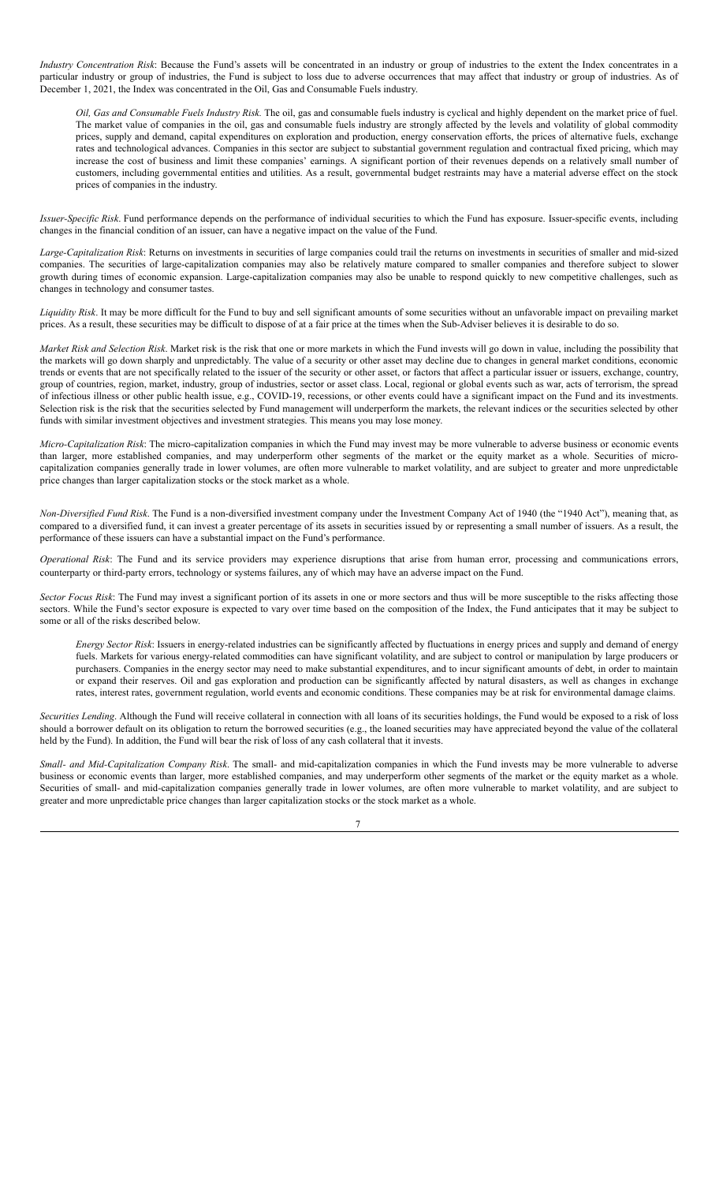*Industry Concentration Risk*: Because the Fund's assets will be concentrated in an industry or group of industries to the extent the Index concentrates in a particular industry or group of industries, the Fund is subject to loss due to adverse occurrences that may affect that industry or group of industries. As of December 1, 2021, the Index was concentrated in the Oil, Gas and Consumable Fuels industry.

> *Oil, Gas and Consumable Fuels Industry Risk.* The oil, gas and consumable fuels industry is cyclical and highly dependent on the market price of fuel. The market value of companies in the oil, gas and consumable fuels industry are strongly affected by the levels and volatility of global commodity prices, supply and demand, capital expenditures on exploration and production, energy conservation efforts, the prices of alternative fuels, exchange rates and technological advances. Companies in this sector are subject to substantial government regulation and contractual fixed pricing, which may increase the cost of business and limit these companies' earnings. A significant portion of their revenues depends on a relatively small number of customers, including governmental entities and utilities. As a result, governmental budget restraints may have a material adverse effect on the stock prices of companies in the industry.

*Issuer-Specific Risk*. Fund performance depends on the performance of individual securities to which the Fund has exposure. Issuer-specific events, including changes in the financial condition of an issuer, can have a negative impact on the value of the Fund.

*Large-Capitalization Risk*: Returns on investments in securities of large companies could trail the returns on investments in securities of smaller and mid-sized companies. The securities of large-capitalization companies may also be relatively mature compared to smaller companies and therefore subject to slower growth during times of economic expansion. Large-capitalization companies may also be unable to respond quickly to new competitive challenges, such as changes in technology and consumer tastes.

*Liquidity Risk*. It may be more difficult for the Fund to buy and sell significant amounts of some securities without an unfavorable impact on prevailing market prices. As a result, these securities may be difficult to dispose of at a fair price at the times when the Sub-Adviser believes it is desirable to do so.

*Market Risk and Selection Risk*. Market risk is the risk that one or more markets in which the Fund invests will go down in value, including the possibility that the markets will go down sharply and unpredictably. The value of a security or other asset may decline due to changes in general market conditions, economic trends or events that are not specifically related to the issuer of the security or other asset, or factors that affect a particular issuer or issuers, exchange, country, group of countries, region, market, industry, group of industries, sector or asset class. Local, regional or global events such as war, acts of terrorism, the spread of infectious illness or other public health issue, e.g., COVID-19, recessions, or other events could have a significant impact on the Fund and its investments. Selection risk is the risk that the securities selected by Fund management will underperform the markets, the relevant indices or the securities selected by other funds with similar investment objectives and investment strategies. This means you may lose money.

*Micro-Capitalization Risk*: The micro-capitalization companies in which the Fund may invest may be more vulnerable to adverse business or economic events than larger, more established companies, and may underperform other segments of the market or the equity market as a whole. Securities of micro-capitalization companies generally trade in lower volumes, are often more vulnerable to market volatility, and are subject to greater and more unpredictable price changes than larger capitalization stocks or the stock market as a whole.

*Non-Diversified Fund Risk*. The Fund is a non-diversified investment company under the Investment Company Act of 1940 (the "1940 Act"), meaning that, as compared to a diversified fund, it can invest a greater percentage of its assets in securities issued by or representing a small number of issuers. As a result, the performance of these issuers can have a substantial impact on the Fund's performance.

*Operational Risk*: The Fund and its service providers may experience disruptions that arise from human error, processing and communications errors, counterparty or third-party errors, technology or systems failures, any of which may have an adverse impact on the Fund.

*Sector Focus Risk*: The Fund may invest a significant portion of its assets in one or more sectors and thus will be more susceptible to the risks affecting those sectors. While the Fund's sector exposure is expected to vary over time based on the composition of the Index, the Fund anticipates that it may be subject to some or all of the risks described below.

> *Energy Sector Risk*: Issuers in energy-related industries can be significantly affected by fluctuations in energy prices and supply and demand of energy fuels. Markets for various energy-related commodities can have significant volatility, and are subject to control or manipulation by large producers or purchasers. Companies in the energy sector may need to make substantial expenditures, and to incur significant amounts of debt, in order to maintain or expand their reserves. Oil and gas exploration and production can be significantly affected by natural disasters, as well as changes in exchange rates, interest rates, government regulation, world events and economic conditions. These companies may be at risk for environmental damage claims.

*Securities Lending*. Although the Fund will receive collateral in connection with all loans of its securities holdings, the Fund would be exposed to a risk of loss should a borrower default on its obligation to return the borrowed securities (e.g., the loaned securities may have appreciated beyond the value of the collateral held by the Fund). In addition, the Fund will bear the risk of loss of any cash collateral that it invests.

*Small- and Mid-Capitalization Company Risk*. The small- and mid-capitalization companies in which the Fund invests may be more vulnerable to adverse business or economic events than larger, more established companies, and may underperform other segments of the market or the equity market as a whole. Securities of small- and mid-capitalization companies generally trade in lower volumes, are often more vulnerable to market volatility, and are subject to greater and more unpredictable price changes than larger capitalization stocks or the stock market as a whole.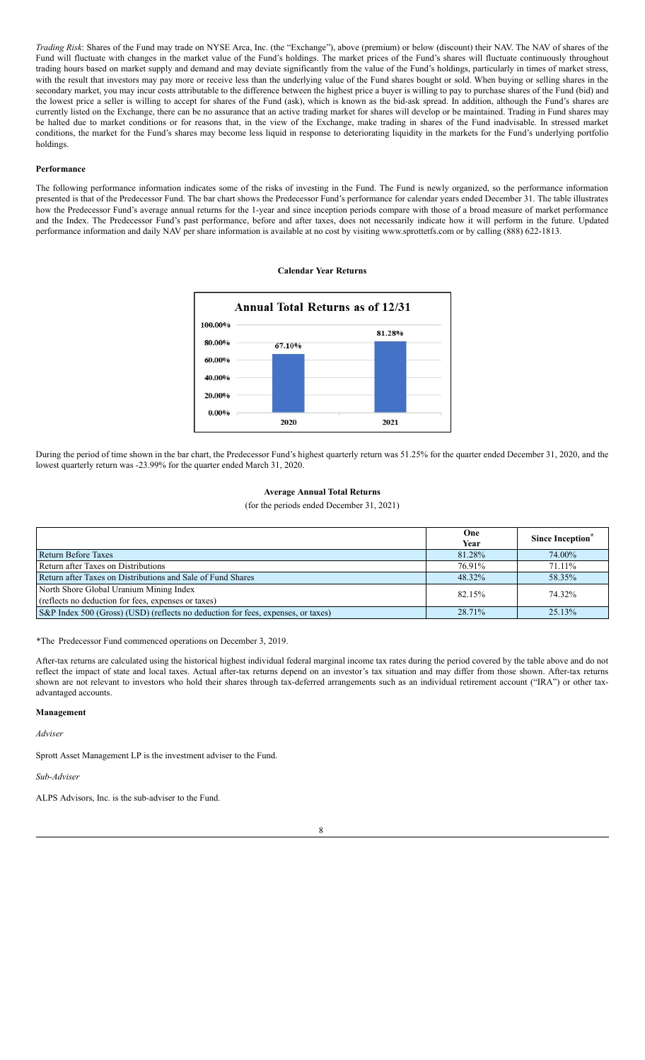*Trading Risk*: Shares of the Fund may trade on NYSE Arca, Inc. (the "Exchange"), above (premium) or below (discount) their NAV. The NAV of shares of the Fund will fluctuate with changes in the market value of the Fund's holdings. The market prices of the Fund's shares will fluctuate continuously throughout trading hours based on market supply and demand and may deviate significantly from the value of the Fund's holdings, particularly in times of market stress, with the result that investors may pay more or receive less than the underlying value of the Fund shares bought or sold. When buying or selling shares in the secondary market, you may incur costs attributable to the difference between the highest price a buyer is willing to pay to purchase shares of the Fund (bid) and the lowest price a seller is willing to accept for shares of the Fund (ask), which is known as the bid-ask spread. In addition, although the Fund's shares are currently listed on the Exchange, there can be no assurance that an active trading market for shares will develop or be maintained. Trading in Fund shares may be halted due to market conditions or for reasons that, in the view of the Exchange, make trading in shares of the Fund inadvisable. In stressed market conditions, the market for the Fund's shares may become less liquid in response to deteriorating liquidity in the markets for the Fund's underlying portfolio holdings.

**Performance**

The following performance information indicates some of the risks of investing in the Fund. The Fund is newly organized, so the performance information presented is that of the Predecessor Fund. The bar chart shows the Predecessor Fund's performance for calendar years ended December 31. The table illustrates how the Predecessor Fund's average annual returns for the 1-year and since inception periods compare with those of a broad measure of market performance and the Index. The Predecessor Fund's past performance, before and after taxes, does not necessarily indicate how it will perform in the future. Updated performance information and daily NAV per share information is available at no cost by visiting www.sprottetfs.com or by calling (888) 622-1813.

**Calendar Year Returns**

**Annual Total Returns as of 12/31**

| Year | Return |
|---|---|
| 2020 | 67.10% |
| 2021 | 81.28% |

During the period of time shown in the bar chart, the Predecessor Fund's highest quarterly return was 51.25% for the quarter ended December 31, 2020, and the lowest quarterly return was -23.99% for the quarter ended March 31, 2020.

**Average Annual Total Returns**

(for the periods ended December 31, 2021)

| | One Year | Since Inception* |
|---|---|---|
| Return Before Taxes | 81.28% | 74.00% |
| Return after Taxes on Distributions | 76.91% | 71.11% |
| Return after Taxes on Distributions and Sale of Fund Shares | 48.32% | 58.35% |
| North Shore Global Uranium Mining Index (reflects no deduction for fees, expenses or taxes) | 82.15% | 74.32% |
| S&P Index 500 (Gross) (USD) (reflects no deduction for fees, expenses, or taxes) | 28.71% | 25.13% |

*The Predecessor Fund commenced operations on December 3, 2019.

After-tax returns are calculated using the historical highest individual federal marginal income tax rates during the period covered by the table above and do not reflect the impact of state and local taxes. Actual after-tax returns depend on an investor's tax situation and may differ from those shown. After-tax returns shown are not relevant to investors who hold their shares through tax-deferred arrangements such as an individual retirement account ("IRA") or other tax-advantaged accounts.

**Management**

*Adviser*

Sprott Asset Management LP is the investment adviser to the Fund.

*Sub-Adviser*

ALPS Advisors, Inc. is the sub-adviser to the Fund.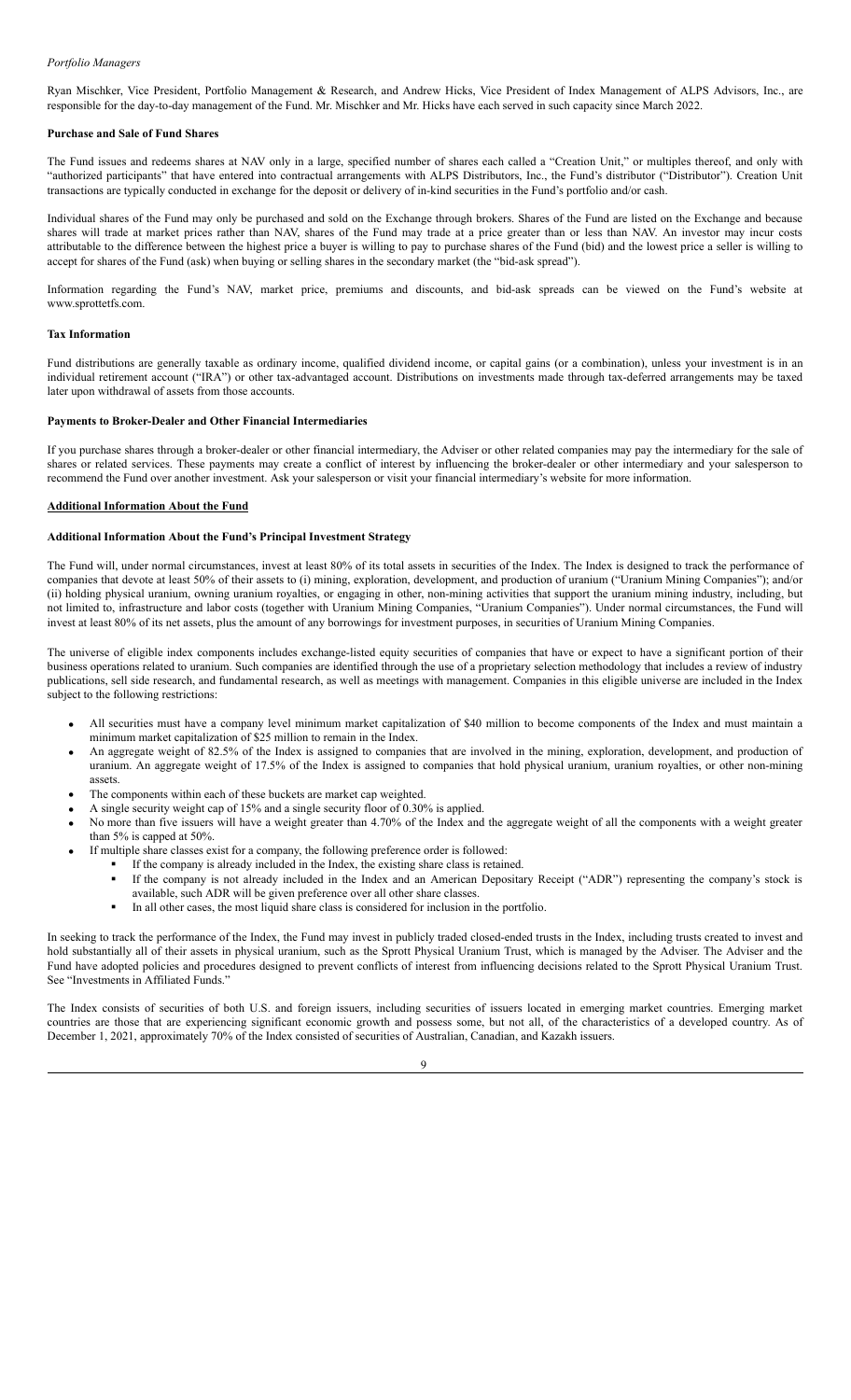*Portfolio Managers*

Ryan Mischker, Vice President, Portfolio Management & Research, and Andrew Hicks, Vice President of Index Management of ALPS Advisors, Inc., are responsible for the day-to-day management of the Fund. Mr. Mischker and Mr. Hicks have each served in such capacity since March 2022.

**Purchase and Sale of Fund Shares**

The Fund issues and redeems shares at NAV only in a large, specified number of shares each called a "Creation Unit," or multiples thereof, and only with "authorized participants" that have entered into contractual arrangements with ALPS Distributors, Inc., the Fund's distributor ("Distributor"). Creation Unit transactions are typically conducted in exchange for the deposit or delivery of in-kind securities in the Fund's portfolio and/or cash.

Individual shares of the Fund may only be purchased and sold on the Exchange through brokers. Shares of the Fund are listed on the Exchange and because shares will trade at market prices rather than NAV, shares of the Fund may trade at a price greater than or less than NAV. An investor may incur costs attributable to the difference between the highest price a buyer is willing to pay to purchase shares of the Fund (bid) and the lowest price a seller is willing to accept for shares of the Fund (ask) when buying or selling shares in the secondary market (the "bid-ask spread").

Information regarding the Fund's NAV, market price, premiums and discounts, and bid-ask spreads can be viewed on the Fund's website at www.sprottetfs.com.

**Tax Information**

Fund distributions are generally taxable as ordinary income, qualified dividend income, or capital gains (or a combination), unless your investment is in an individual retirement account ("IRA") or other tax-advantaged account. Distributions on investments made through tax-deferred arrangements may be taxed later upon withdrawal of assets from those accounts.

**Payments to Broker-Dealer and Other Financial Intermediaries**

If you purchase shares through a broker-dealer or other financial intermediary, the Adviser or other related companies may pay the intermediary for the sale of shares or related services. These payments may create a conflict of interest by influencing the broker-dealer or other intermediary and your salesperson to recommend the Fund over another investment. Ask your salesperson or visit your financial intermediary's website for more information.

## Additional Information About the Fund

**Additional Information About the Fund's Principal Investment Strategy**

The Fund will, under normal circumstances, invest at least 80% of its total assets in securities of the Index. The Index is designed to track the performance of companies that devote at least 50% of their assets to (i) mining, exploration, development, and production of uranium ("Uranium Mining Companies"); and/or (ii) holding physical uranium, owning uranium royalties, or engaging in other, non-mining activities that support the uranium mining industry, including, but not limited to, infrastructure and labor costs (together with Uranium Mining Companies, "Uranium Companies"). Under normal circumstances, the Fund will invest at least 80% of its net assets, plus the amount of any borrowings for investment purposes, in securities of Uranium Mining Companies.

The universe of eligible index components includes exchange-listed equity securities of companies that have or expect to have a significant portion of their business operations related to uranium. Such companies are identified through the use of a proprietary selection methodology that includes a review of industry publications, sell side research, and fundamental research, as well as meetings with management. Companies in this eligible universe are included in the Index subject to the following restrictions:

- All securities must have a company level minimum market capitalization of $40 million to become components of the Index and must maintain a minimum market capitalization of $25 million to remain in the Index.
- An aggregate weight of 82.5% of the Index is assigned to companies that are involved in the mining, exploration, development, and production of uranium. An aggregate weight of 17.5% of the Index is assigned to companies that hold physical uranium, uranium royalties, or other non-mining assets.
- The components within each of these buckets are market cap weighted.
- A single security weight cap of 15% and a single security floor of 0.30% is applied.
- No more than five issuers will have a weight greater than 4.70% of the Index and the aggregate weight of all the components with a weight greater than 5% is capped at 50%.
- If multiple share classes exist for a company, the following preference order is followed:
  - If the company is already included in the Index, the existing share class is retained.
  - If the company is not already included in the Index and an American Depositary Receipt ("ADR") representing the company's stock is available, such ADR will be given preference over all other share classes.
  - In all other cases, the most liquid share class is considered for inclusion in the portfolio.

In seeking to track the performance of the Index, the Fund may invest in publicly traded closed-ended trusts in the Index, including trusts created to invest and hold substantially all of their assets in physical uranium, such as the Sprott Physical Uranium Trust, which is managed by the Adviser. The Adviser and the Fund have adopted policies and procedures designed to prevent conflicts of interest from influencing decisions related to the Sprott Physical Uranium Trust. See "Investments in Affiliated Funds."

The Index consists of securities of both U.S. and foreign issuers, including securities of issuers located in emerging market countries. Emerging market countries are those that are experiencing significant economic growth and possess some, but not all, of the characteristics of a developed country. As of December 1, 2021, approximately 70% of the Index consisted of securities of Australian, Canadian, and Kazakh issuers.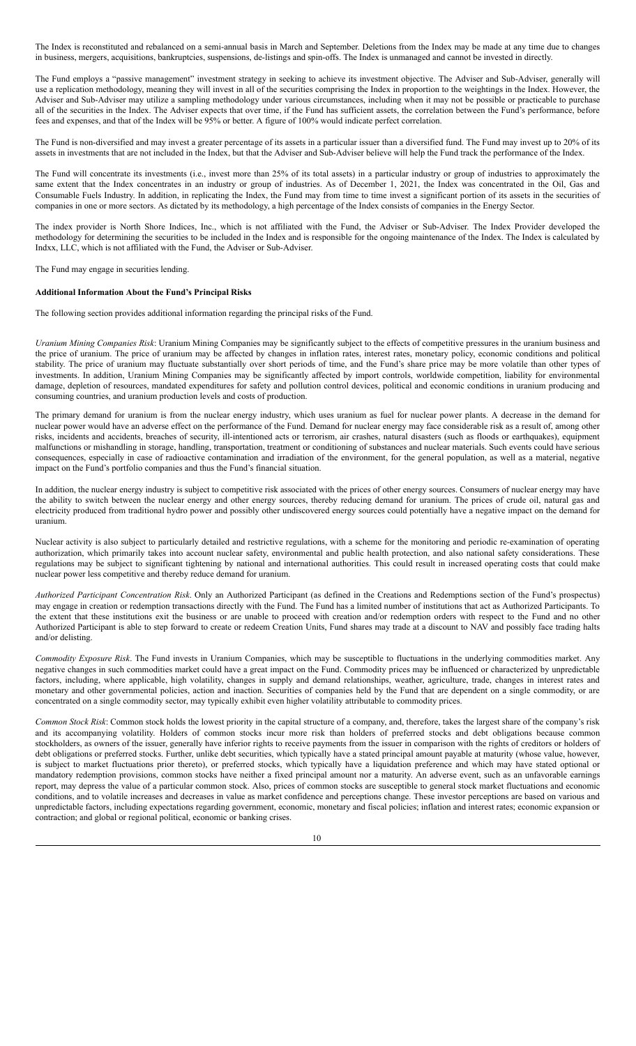The Index is reconstituted and rebalanced on a semi-annual basis in March and September. Deletions from the Index may be made at any time due to changes in business, mergers, acquisitions, bankruptcies, suspensions, de-listings and spin-offs. The Index is unmanaged and cannot be invested in directly.

The Fund employs a "passive management" investment strategy in seeking to achieve its investment objective. The Adviser and Sub-Adviser, generally will use a replication methodology, meaning they will invest in all of the securities comprising the Index in proportion to the weightings in the Index. However, the Adviser and Sub-Adviser may utilize a sampling methodology under various circumstances, including when it may not be possible or practicable to purchase all of the securities in the Index. The Adviser expects that over time, if the Fund has sufficient assets, the correlation between the Fund's performance, before fees and expenses, and that of the Index will be 95% or better. A figure of 100% would indicate perfect correlation.

The Fund is non-diversified and may invest a greater percentage of its assets in a particular issuer than a diversified fund. The Fund may invest up to 20% of its assets in investments that are not included in the Index, but that the Adviser and Sub-Adviser believe will help the Fund track the performance of the Index.

The Fund will concentrate its investments (i.e., invest more than 25% of its total assets) in a particular industry or group of industries to approximately the same extent that the Index concentrates in an industry or group of industries. As of December 1, 2021, the Index was concentrated in the Oil, Gas and Consumable Fuels Industry. In addition, in replicating the Index, the Fund may from time to time invest a significant portion of its assets in the securities of companies in one or more sectors. As dictated by its methodology, a high percentage of the Index consists of companies in the Energy Sector.

The index provider is North Shore Indices, Inc., which is not affiliated with the Fund, the Adviser or Sub-Adviser. The Index Provider developed the methodology for determining the securities to be included in the Index and is responsible for the ongoing maintenance of the Index. The Index is calculated by Indxx, LLC, which is not affiliated with the Fund, the Adviser or Sub-Adviser.

The Fund may engage in securities lending.

**Additional Information About the Fund's Principal Risks**

The following section provides additional information regarding the principal risks of the Fund.

*Uranium Mining Companies Risk*: Uranium Mining Companies may be significantly subject to the effects of competitive pressures in the uranium business and the price of uranium. The price of uranium may be affected by changes in inflation rates, interest rates, monetary policy, economic conditions and political stability. The price of uranium may fluctuate substantially over short periods of time, and the Fund's share price may be more volatile than other types of investments. In addition, Uranium Mining Companies may be significantly affected by import controls, worldwide competition, liability for environmental damage, depletion of resources, mandated expenditures for safety and pollution control devices, political and economic conditions in uranium producing and consuming countries, and uranium production levels and costs of production.

The primary demand for uranium is from the nuclear energy industry, which uses uranium as fuel for nuclear power plants. A decrease in the demand for nuclear power would have an adverse effect on the performance of the Fund. Demand for nuclear energy may face considerable risk as a result of, among other risks, incidents and accidents, breaches of security, ill-intentioned acts or terrorism, air crashes, natural disasters (such as floods or earthquakes), equipment malfunctions or mishandling in storage, handling, transportation, treatment or conditioning of substances and nuclear materials. Such events could have serious consequences, especially in case of radioactive contamination and irradiation of the environment, for the general population, as well as a material, negative impact on the Fund's portfolio companies and thus the Fund's financial situation.

In addition, the nuclear energy industry is subject to competitive risk associated with the prices of other energy sources. Consumers of nuclear energy may have the ability to switch between the nuclear energy and other energy sources, thereby reducing demand for uranium. The prices of crude oil, natural gas and electricity produced from traditional hydro power and possibly other undiscovered energy sources could potentially have a negative impact on the demand for uranium.

Nuclear activity is also subject to particularly detailed and restrictive regulations, with a scheme for the monitoring and periodic re-examination of operating authorization, which primarily takes into account nuclear safety, environmental and public health protection, and also national safety considerations. These regulations may be subject to significant tightening by national and international authorities. This could result in increased operating costs that could make nuclear power less competitive and thereby reduce demand for uranium.

*Authorized Participant Concentration Risk*. Only an Authorized Participant (as defined in the Creations and Redemptions section of the Fund's prospectus) may engage in creation or redemption transactions directly with the Fund. The Fund has a limited number of institutions that act as Authorized Participants. To the extent that these institutions exit the business or are unable to proceed with creation and/or redemption orders with respect to the Fund and no other Authorized Participant is able to step forward to create or redeem Creation Units, Fund shares may trade at a discount to NAV and possibly face trading halts and/or delisting.

*Commodity Exposure Risk*. The Fund invests in Uranium Companies, which may be susceptible to fluctuations in the underlying commodities market. Any negative changes in such commodities market could have a great impact on the Fund. Commodity prices may be influenced or characterized by unpredictable factors, including, where applicable, high volatility, changes in supply and demand relationships, weather, agriculture, trade, changes in interest rates and monetary and other governmental policies, action and inaction. Securities of companies held by the Fund that are dependent on a single commodity, or are concentrated on a single commodity sector, may typically exhibit even higher volatility attributable to commodity prices.

*Common Stock Risk*: Common stock holds the lowest priority in the capital structure of a company, and, therefore, takes the largest share of the company's risk and its accompanying volatility. Holders of common stocks incur more risk than holders of preferred stocks and debt obligations because common stockholders, as owners of the issuer, generally have inferior rights to receive payments from the issuer in comparison with the rights of creditors or holders of debt obligations or preferred stocks. Further, unlike debt securities, which typically have a stated principal amount payable at maturity (whose value, however, is subject to market fluctuations prior thereto), or preferred stocks, which typically have a liquidation preference and which may have stated optional or mandatory redemption provisions, common stocks have neither a fixed principal amount nor a maturity. An adverse event, such as an unfavorable earnings report, may depress the value of a particular common stock. Also, prices of common stocks are susceptible to general stock market fluctuations and economic conditions, and to volatile increases and decreases in value as market confidence and perceptions change. These investor perceptions are based on various and unpredictable factors, including expectations regarding government, economic, monetary and fiscal policies; inflation and interest rates; economic expansion or contraction; and global or regional political, economic or banking crises.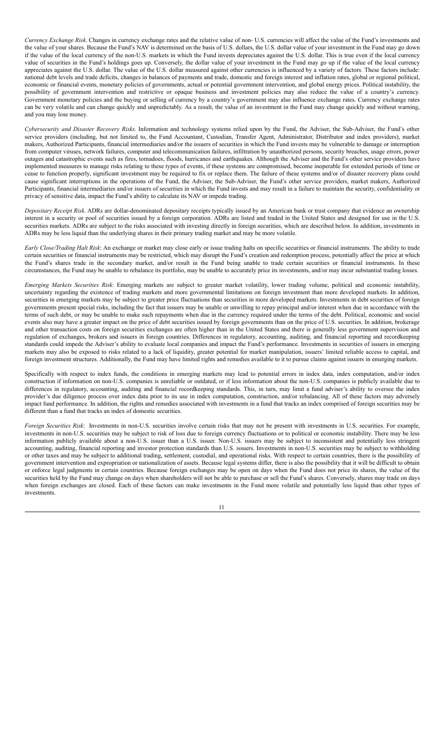*Currency Exchange Risk*. Changes in currency exchange rates and the relative value of non- U.S. currencies will affect the value of the Fund's investments and the value of your shares. Because the Fund's NAV is determined on the basis of U.S. dollars, the U.S. dollar value of your investment in the Fund may go down if the value of the local currency of the non-U.S. markets in which the Fund invests depreciates against the U.S. dollar. This is true even if the local currency value of securities in the Fund's holdings goes up. Conversely, the dollar value of your investment in the Fund may go up if the value of the local currency appreciates against the U.S. dollar. The value of the U.S. dollar measured against other currencies is influenced by a variety of factors. These factors include: national debt levels and trade deficits, changes in balances of payments and trade, domestic and foreign interest and inflation rates, global or regional political, economic or financial events, monetary policies of governments, actual or potential government intervention, and global energy prices. Political instability, the possibility of government intervention and restrictive or opaque business and investment policies may also reduce the value of a country's currency. Government monetary policies and the buying or selling of currency by a country's government may also influence exchange rates. Currency exchange rates can be very volatile and can change quickly and unpredictably. As a result, the value of an investment in the Fund may change quickly and without warning, and you may lose money.

*Cybersecurity and Disaster Recovery Risks*. Information and technology systems relied upon by the Fund, the Adviser, the Sub-Adviser, the Fund's other service providers (including, but not limited to, the Fund Accountant, Custodian, Transfer Agent, Administrator, Distributor and index providers), market makers, Authorized Participants, financial intermediaries and/or the issuers of securities in which the Fund invests may be vulnerable to damage or interruption from computer viruses, network failures, computer and telecommunication failures, infiltration by unauthorized persons, security breaches, usage errors, power outages and catastrophic events such as fires, tornadoes, floods, hurricanes and earthquakes. Although the Adviser and the Fund's other service providers have implemented measures to manage risks relating to these types of events, if these systems are compromised, become inoperable for extended periods of time or cease to function properly, significant investment may be required to fix or replace them. The failure of these systems and/or of disaster recovery plans could cause significant interruptions in the operations of the Fund, the Adviser, the Sub-Adviser, the Fund's other service providers, market makers, Authorized Participants, financial intermediaries and/or issuers of securities in which the Fund invests and may result in a failure to maintain the security, confidentiality or privacy of sensitive data, impact the Fund's ability to calculate its NAV or impede trading.

*Depositary Receipt Risk*. ADRs are dollar-denominated depositary receipts typically issued by an American bank or trust company that evidence an ownership interest in a security or pool of securities issued by a foreign corporation. ADRs are listed and traded in the United States and designed for use in the U.S. securities markets. ADRs are subject to the risks associated with investing directly in foreign securities, which are described below. In addition, investments in ADRs may be less liquid than the underlying shares in their primary trading market and may be more volatile.

*Early Close/Trading Halt Risk*: An exchange or market may close early or issue trading halts on specific securities or financial instruments. The ability to trade certain securities or financial instruments may be restricted, which may disrupt the Fund's creation and redemption process, potentially affect the price at which the Fund's shares trade in the secondary market, and/or result in the Fund being unable to trade certain securities or financial instruments. In these circumstances, the Fund may be unable to rebalance its portfolio, may be unable to accurately price its investments, and/or may incur substantial trading losses.

*Emerging Markets Securities Risk*: Emerging markets are subject to greater market volatility, lower trading volume, political and economic instability, uncertainty regarding the existence of trading markets and more governmental limitations on foreign investment than more developed markets. In addition, securities in emerging markets may be subject to greater price fluctuations than securities in more developed markets. Investments in debt securities of foreign governments present special risks, including the fact that issuers may be unable or unwilling to repay principal and/or interest when due in accordance with the terms of such debt, or may be unable to make such repayments when due in the currency required under the terms of the debt. Political, economic and social events also may have a greater impact on the price of debt securities issued by foreign governments than on the price of U.S. securities. In addition, brokerage and other transaction costs on foreign securities exchanges are often higher than in the United States and there is generally less government supervision and regulation of exchanges, brokers and issuers in foreign countries. Differences in regulatory, accounting, auditing, and financial reporting and recordkeeping standards could impede the Adviser's ability to evaluate local companies and impact the Fund's performance. Investments in securities of issuers in emerging markets may also be exposed to risks related to a lack of liquidity, greater potential for market manipulation, issuers' limited reliable access to capital, and foreign investment structures. Additionally, the Fund may have limited rights and remedies available to it to pursue claims against issuers in emerging markets.

Specifically with respect to index funds, the conditions in emerging markets may lead to potential errors in index data, index computation, and/or index construction if information on non-U.S. companies is unreliable or outdated, or if less information about the non-U.S. companies is publicly available due to differences in regulatory, accounting, auditing and financial recordkeeping standards. This, in turn, may limit a fund adviser's ability to oversee the index provider's due diligence process over index data prior to its use in index computation, construction, and/or rebalancing. All of these factors may adversely impact fund performance. In addition, the rights and remedies associated with investments in a fund that tracks an index comprised of foreign securities may be different than a fund that tracks an index of domestic securities.

*Foreign Securities Risk*: Investments in non-U.S. securities involve certain risks that may not be present with investments in U.S. securities. For example, investments in non-U.S. securities may be subject to risk of loss due to foreign currency fluctuations or to political or economic instability. There may be less information publicly available about a non-U.S. issuer than a U.S. issuer. Non-U.S. issuers may be subject to inconsistent and potentially less stringent accounting, auditing, financial reporting and investor protection standards than U.S. issuers. Investments in non-U.S. securities may be subject to withholding or other taxes and may be subject to additional trading, settlement, custodial, and operational risks. With respect to certain countries, there is the possibility of government intervention and expropriation or nationalization of assets. Because legal systems differ, there is also the possibility that it will be difficult to obtain or enforce legal judgments in certain countries. Because foreign exchanges may be open on days when the Fund does not price its shares, the value of the securities held by the Fund may change on days when shareholders will not be able to purchase or sell the Fund's shares. Conversely, shares may trade on days when foreign exchanges are closed. Each of these factors can make investments in the Fund more volatile and potentially less liquid than other types of investments.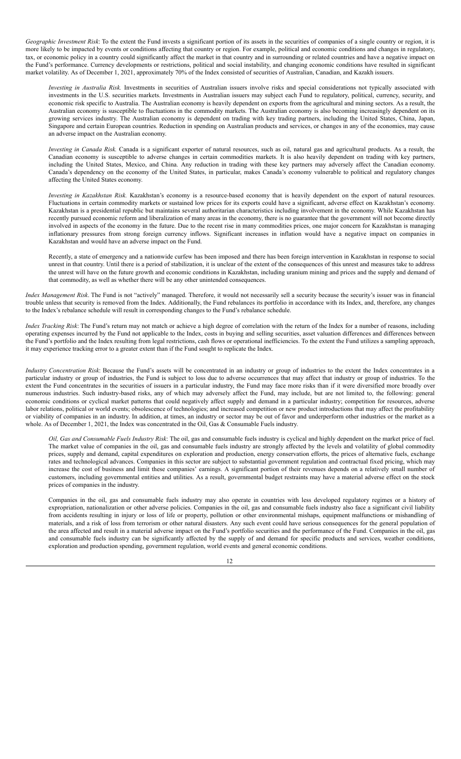*Geographic Investment Risk*: To the extent the Fund invests a significant portion of its assets in the securities of companies of a single country or region, it is more likely to be impacted by events or conditions affecting that country or region. For example, political and economic conditions and changes in regulatory, tax, or economic policy in a country could significantly affect the market in that country and in surrounding or related countries and have a negative impact on the Fund's performance. Currency developments or restrictions, political and social instability, and changing economic conditions have resulted in significant market volatility. As of December 1, 2021, approximately 70% of the Index consisted of securities of Australian, Canadian, and Kazakh issuers.

*Investing in Australia Risk.* Investments in securities of Australian issuers involve risks and special considerations not typically associated with investments in the U.S. securities markets. Investments in Australian issuers may subject each Fund to regulatory, political, currency, security, and economic risk specific to Australia. The Australian economy is heavily dependent on exports from the agricultural and mining sectors. As a result, the Australian economy is susceptible to fluctuations in the commodity markets. The Australian economy is also becoming increasingly dependent on its growing services industry. The Australian economy is dependent on trading with key trading partners, including the United States, China, Japan, Singapore and certain European countries. Reduction in spending on Australian products and services, or changes in any of the economies, may cause an adverse impact on the Australian economy.

*Investing in Canada Risk.* Canada is a significant exporter of natural resources, such as oil, natural gas and agricultural products. As a result, the Canadian economy is susceptible to adverse changes in certain commodities markets. It is also heavily dependent on trading with key partners, including the United States, Mexico, and China. Any reduction in trading with these key partners may adversely affect the Canadian economy. Canada's dependency on the economy of the United States, in particular, makes Canada's economy vulnerable to political and regulatory changes affecting the United States economy.

*Investing in Kazakhstan Risk*. Kazakhstan's economy is a resource-based economy that is heavily dependent on the export of natural resources. Fluctuations in certain commodity markets or sustained low prices for its exports could have a significant, adverse effect on Kazakhstan's economy. Kazakhstan is a presidential republic but maintains several authoritarian characteristics including involvement in the economy. While Kazakhstan has recently pursued economic reform and liberalization of many areas in the economy, there is no guarantee that the government will not become directly involved in aspects of the economy in the future. Due to the recent rise in many commodities prices, one major concern for Kazakhstan is managing inflationary pressures from strong foreign currency inflows. Significant increases in inflation would have a negative impact on companies in Kazakhstan and would have an adverse impact on the Fund.

Recently, a state of emergency and a nationwide curfew has been imposed and there has been foreign intervention in Kazakhstan in response to social unrest in that country. Until there is a period of stabilization, it is unclear of the extent of the consequences of this unrest and measures take to address the unrest will have on the future growth and economic conditions in Kazakhstan, including uranium mining and prices and the supply and demand of that commodity, as well as whether there will be any other unintended consequences.

*Index Management Risk*. The Fund is not "actively" managed. Therefore, it would not necessarily sell a security because the security's issuer was in financial trouble unless that security is removed from the Index. Additionally, the Fund rebalances its portfolio in accordance with its Index, and, therefore, any changes to the Index's rebalance schedule will result in corresponding changes to the Fund's rebalance schedule.

*Index Tracking Risk*: The Fund's return may not match or achieve a high degree of correlation with the return of the Index for a number of reasons, including operating expenses incurred by the Fund not applicable to the Index, costs in buying and selling securities, asset valuation differences and differences between the Fund's portfolio and the Index resulting from legal restrictions, cash flows or operational inefficiencies. To the extent the Fund utilizes a sampling approach, it may experience tracking error to a greater extent than if the Fund sought to replicate the Index.

*Industry Concentration Risk*: Because the Fund's assets will be concentrated in an industry or group of industries to the extent the Index concentrates in a particular industry or group of industries, the Fund is subject to loss due to adverse occurrences that may affect that industry or group of industries. To the extent the Fund concentrates in the securities of issuers in a particular industry, the Fund may face more risks than if it were diversified more broadly over numerous industries. Such industry-based risks, any of which may adversely affect the Fund, may include, but are not limited to, the following: general economic conditions or cyclical market patterns that could negatively affect supply and demand in a particular industry; competition for resources, adverse labor relations, political or world events; obsolescence of technologies; and increased competition or new product introductions that may affect the profitability or viability of companies in an industry. In addition, at times, an industry or sector may be out of favor and underperform other industries or the market as a whole. As of December 1, 2021, the Index was concentrated in the Oil, Gas & Consumable Fuels industry.

*Oil, Gas and Consumable Fuels Industry Risk*: The oil, gas and consumable fuels industry is cyclical and highly dependent on the market price of fuel. The market value of companies in the oil, gas and consumable fuels industry are strongly affected by the levels and volatility of global commodity prices, supply and demand, capital expenditures on exploration and production, energy conservation efforts, the prices of alternative fuels, exchange rates and technological advances. Companies in this sector are subject to substantial government regulation and contractual fixed pricing, which may increase the cost of business and limit these companies' earnings. A significant portion of their revenues depends on a relatively small number of customers, including governmental entities and utilities. As a result, governmental budget restraints may have a material adverse effect on the stock prices of companies in the industry.

Companies in the oil, gas and consumable fuels industry may also operate in countries with less developed regulatory regimes or a history of expropriation, nationalization or other adverse policies. Companies in the oil, gas and consumable fuels industry also face a significant civil liability from accidents resulting in injury or loss of life or property, pollution or other environmental mishaps, equipment malfunctions or mishandling of materials, and a risk of loss from terrorism or other natural disasters. Any such event could have serious consequences for the general population of the area affected and result in a material adverse impact on the Fund's portfolio securities and the performance of the Fund. Companies in the oil, gas and consumable fuels industry can be significantly affected by the supply of and demand for specific products and services, weather conditions, exploration and production spending, government regulation, world events and general economic conditions.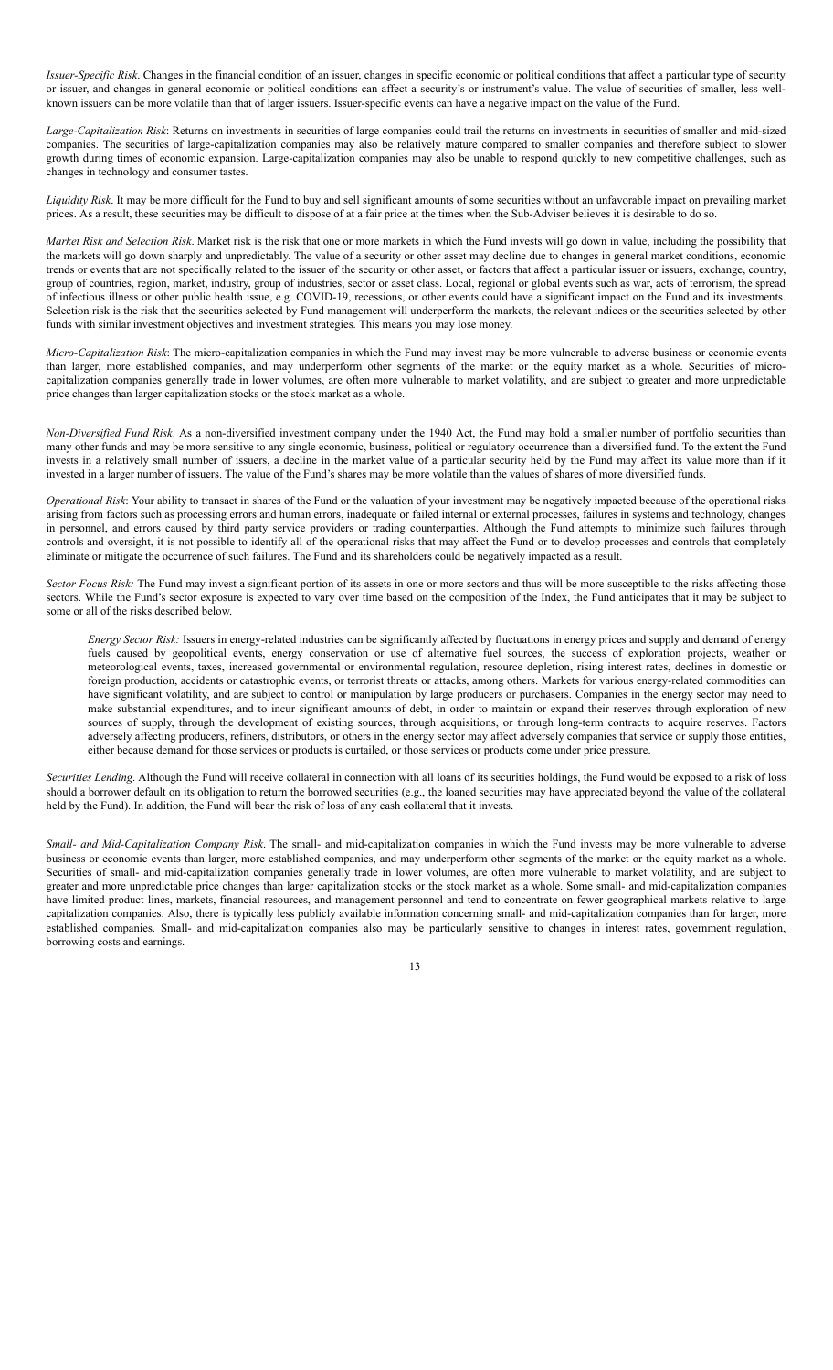*Issuer-Specific Risk*. Changes in the financial condition of an issuer, changes in specific economic or political conditions that affect a particular type of security or issuer, and changes in general economic or political conditions can affect a security's or instrument's value. The value of securities of smaller, less well-known issuers can be more volatile than that of larger issuers. Issuer-specific events can have a negative impact on the value of the Fund.

*Large-Capitalization Risk*: Returns on investments in securities of large companies could trail the returns on investments in securities of smaller and mid-sized companies. The securities of large-capitalization companies may also be relatively mature compared to smaller companies and therefore subject to slower growth during times of economic expansion. Large-capitalization companies may also be unable to respond quickly to new competitive challenges, such as changes in technology and consumer tastes.

*Liquidity Risk*. It may be more difficult for the Fund to buy and sell significant amounts of some securities without an unfavorable impact on prevailing market prices. As a result, these securities may be difficult to dispose of at a fair price at the times when the Sub-Adviser believes it is desirable to do so.

*Market Risk and Selection Risk*. Market risk is the risk that one or more markets in which the Fund invests will go down in value, including the possibility that the markets will go down sharply and unpredictably. The value of a security or other asset may decline due to changes in general market conditions, economic trends or events that are not specifically related to the issuer of the security or other asset, or factors that affect a particular issuer or issuers, exchange, country, group of countries, region, market, industry, group of industries, sector or asset class. Local, regional or global events such as war, acts of terrorism, the spread of infectious illness or other public health issue, e.g. COVID-19, recessions, or other events could have a significant impact on the Fund and its investments. Selection risk is the risk that the securities selected by Fund management will underperform the markets, the relevant indices or the securities selected by other funds with similar investment objectives and investment strategies. This means you may lose money.

*Micro-Capitalization Risk*: The micro-capitalization companies in which the Fund may invest may be more vulnerable to adverse business or economic events than larger, more established companies, and may underperform other segments of the market or the equity market as a whole. Securities of micro-capitalization companies generally trade in lower volumes, are often more vulnerable to market volatility, and are subject to greater and more unpredictable price changes than larger capitalization stocks or the stock market as a whole.

*Non-Diversified Fund Risk*. As a non-diversified investment company under the 1940 Act, the Fund may hold a smaller number of portfolio securities than many other funds and may be more sensitive to any single economic, business, political or regulatory occurrence than a diversified fund. To the extent the Fund invests in a relatively small number of issuers, a decline in the market value of a particular security held by the Fund may affect its value more than if it invested in a larger number of issuers. The value of the Fund's shares may be more volatile than the values of shares of more diversified funds.

*Operational Risk*: Your ability to transact in shares of the Fund or the valuation of your investment may be negatively impacted because of the operational risks arising from factors such as processing errors and human errors, inadequate or failed internal or external processes, failures in systems and technology, changes in personnel, and errors caused by third party service providers or trading counterparties. Although the Fund attempts to minimize such failures through controls and oversight, it is not possible to identify all of the operational risks that may affect the Fund or to develop processes and controls that completely eliminate or mitigate the occurrence of such failures. The Fund and its shareholders could be negatively impacted as a result.

*Sector Focus Risk:* The Fund may invest a significant portion of its assets in one or more sectors and thus will be more susceptible to the risks affecting those sectors. While the Fund's sector exposure is expected to vary over time based on the composition of the Index, the Fund anticipates that it may be subject to some or all of the risks described below.

*Energy Sector Risk:* Issuers in energy-related industries can be significantly affected by fluctuations in energy prices and supply and demand of energy fuels caused by geopolitical events, energy conservation or use of alternative fuel sources, the success of exploration projects, weather or meteorological events, taxes, increased governmental or environmental regulation, resource depletion, rising interest rates, declines in domestic or foreign production, accidents or catastrophic events, or terrorist threats or attacks, among others. Markets for various energy-related commodities can have significant volatility, and are subject to control or manipulation by large producers or purchasers. Companies in the energy sector may need to make substantial expenditures, and to incur significant amounts of debt, in order to maintain or expand their reserves through exploration of new sources of supply, through the development of existing sources, through acquisitions, or through long-term contracts to acquire reserves. Factors adversely affecting producers, refiners, distributors, or others in the energy sector may affect adversely companies that service or supply those entities, either because demand for those services or products is curtailed, or those services or products come under price pressure.

*Securities Lending*. Although the Fund will receive collateral in connection with all loans of its securities holdings, the Fund would be exposed to a risk of loss should a borrower default on its obligation to return the borrowed securities (e.g., the loaned securities may have appreciated beyond the value of the collateral held by the Fund). In addition, the Fund will bear the risk of loss of any cash collateral that it invests.

*Small- and Mid-Capitalization Company Risk*. The small- and mid-capitalization companies in which the Fund invests may be more vulnerable to adverse business or economic events than larger, more established companies, and may underperform other segments of the market or the equity market as a whole. Securities of small- and mid-capitalization companies generally trade in lower volumes, are often more vulnerable to market volatility, and are subject to greater and more unpredictable price changes than larger capitalization stocks or the stock market as a whole. Some small- and mid-capitalization companies have limited product lines, markets, financial resources, and management personnel and tend to concentrate on fewer geographical markets relative to large capitalization companies. Also, there is typically less publicly available information concerning small- and mid-capitalization companies than for larger, more established companies. Small- and mid-capitalization companies also may be particularly sensitive to changes in interest rates, government regulation, borrowing costs and earnings.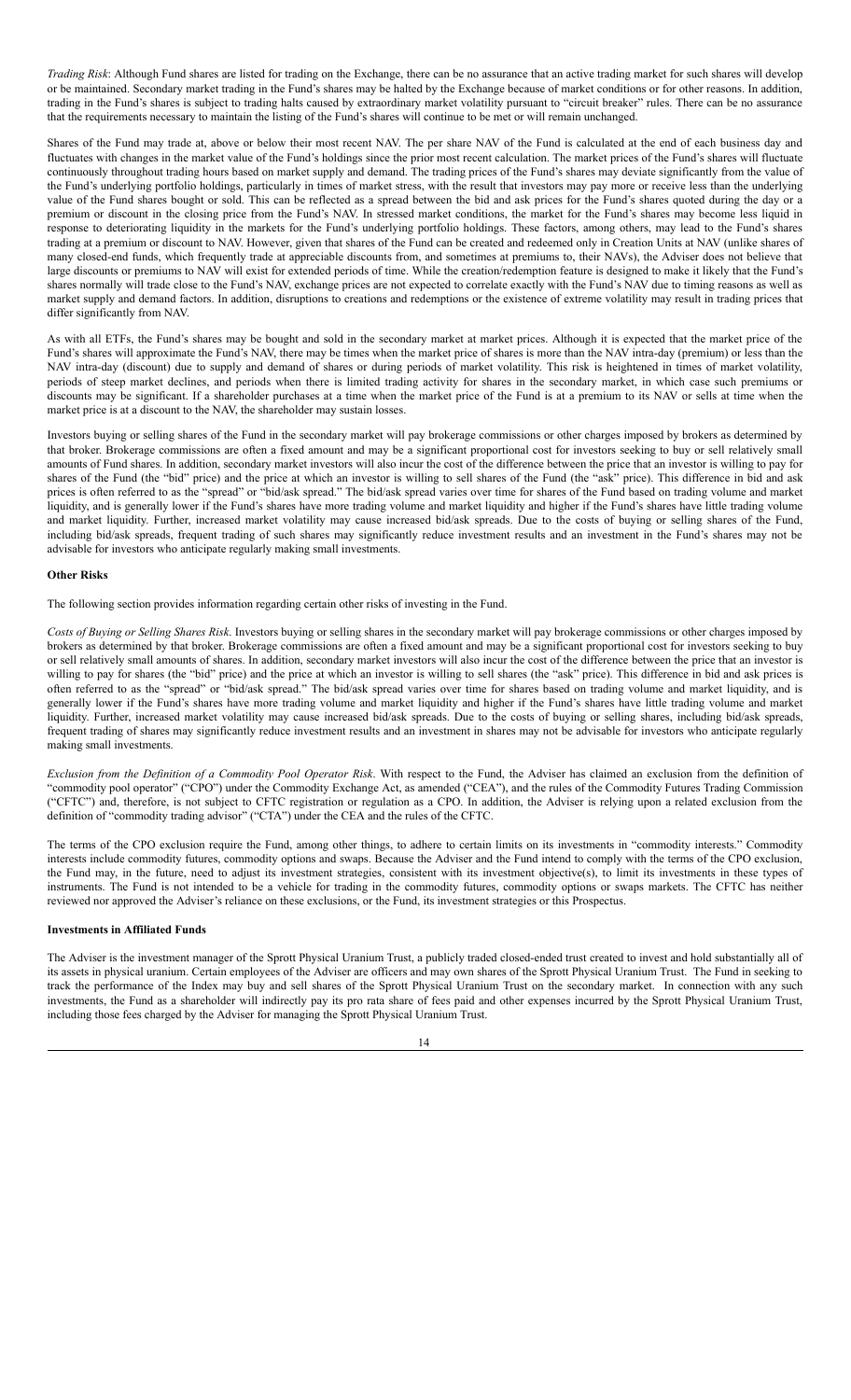*Trading Risk*: Although Fund shares are listed for trading on the Exchange, there can be no assurance that an active trading market for such shares will develop or be maintained. Secondary market trading in the Fund's shares may be halted by the Exchange because of market conditions or for other reasons. In addition, trading in the Fund's shares is subject to trading halts caused by extraordinary market volatility pursuant to "circuit breaker" rules. There can be no assurance that the requirements necessary to maintain the listing of the Fund's shares will continue to be met or will remain unchanged.

Shares of the Fund may trade at, above or below their most recent NAV. The per share NAV of the Fund is calculated at the end of each business day and fluctuates with changes in the market value of the Fund's holdings since the prior most recent calculation. The market prices of the Fund's shares will fluctuate continuously throughout trading hours based on market supply and demand. The trading prices of the Fund's shares may deviate significantly from the value of the Fund's underlying portfolio holdings, particularly in times of market stress, with the result that investors may pay more or receive less than the underlying value of the Fund shares bought or sold. This can be reflected as a spread between the bid and ask prices for the Fund's shares quoted during the day or a premium or discount in the closing price from the Fund's NAV. In stressed market conditions, the market for the Fund's shares may become less liquid in response to deteriorating liquidity in the markets for the Fund's underlying portfolio holdings. These factors, among others, may lead to the Fund's shares trading at a premium or discount to NAV. However, given that shares of the Fund can be created and redeemed only in Creation Units at NAV (unlike shares of many closed-end funds, which frequently trade at appreciable discounts from, and sometimes at premiums to, their NAVs), the Adviser does not believe that large discounts or premiums to NAV will exist for extended periods of time. While the creation/redemption feature is designed to make it likely that the Fund's shares normally will trade close to the Fund's NAV, exchange prices are not expected to correlate exactly with the Fund's NAV due to timing reasons as well as market supply and demand factors. In addition, disruptions to creations and redemptions or the existence of extreme volatility may result in trading prices that differ significantly from NAV.

As with all ETFs, the Fund's shares may be bought and sold in the secondary market at market prices. Although it is expected that the market price of the Fund's shares will approximate the Fund's NAV, there may be times when the market price of shares is more than the NAV intra-day (premium) or less than the NAV intra-day (discount) due to supply and demand of shares or during periods of market volatility. This risk is heightened in times of market volatility, periods of steep market declines, and periods when there is limited trading activity for shares in the secondary market, in which case such premiums or discounts may be significant. If a shareholder purchases at a time when the market price of the Fund is at a premium to its NAV or sells at time when the market price is at a discount to the NAV, the shareholder may sustain losses.

Investors buying or selling shares of the Fund in the secondary market will pay brokerage commissions or other charges imposed by brokers as determined by that broker. Brokerage commissions are often a fixed amount and may be a significant proportional cost for investors seeking to buy or sell relatively small amounts of Fund shares. In addition, secondary market investors will also incur the cost of the difference between the price that an investor is willing to pay for shares of the Fund (the "bid" price) and the price at which an investor is willing to sell shares of the Fund (the "ask" price). This difference in bid and ask prices is often referred to as the "spread" or "bid/ask spread." The bid/ask spread varies over time for shares of the Fund based on trading volume and market liquidity, and is generally lower if the Fund's shares have more trading volume and market liquidity and higher if the Fund's shares have little trading volume and market liquidity. Further, increased market volatility may cause increased bid/ask spreads. Due to the costs of buying or selling shares of the Fund, including bid/ask spreads, frequent trading of such shares may significantly reduce investment results and an investment in the Fund's shares may not be advisable for investors who anticipate regularly making small investments.

**Other Risks**

The following section provides information regarding certain other risks of investing in the Fund.

*Costs of Buying or Selling Shares Risk*. Investors buying or selling shares in the secondary market will pay brokerage commissions or other charges imposed by brokers as determined by that broker. Brokerage commissions are often a fixed amount and may be a significant proportional cost for investors seeking to buy or sell relatively small amounts of shares. In addition, secondary market investors will also incur the cost of the difference between the price that an investor is willing to pay for shares (the "bid" price) and the price at which an investor is willing to sell shares (the "ask" price). This difference in bid and ask prices is often referred to as the "spread" or "bid/ask spread." The bid/ask spread varies over time for shares based on trading volume and market liquidity, and is generally lower if the Fund's shares have more trading volume and market liquidity and higher if the Fund's shares have little trading volume and market liquidity. Further, increased market volatility may cause increased bid/ask spreads. Due to the costs of buying or selling shares, including bid/ask spreads, frequent trading of shares may significantly reduce investment results and an investment in shares may not be advisable for investors who anticipate regularly making small investments.

*Exclusion from the Definition of a Commodity Pool Operator Risk*. With respect to the Fund, the Adviser has claimed an exclusion from the definition of "commodity pool operator" ("CPO") under the Commodity Exchange Act, as amended ("CEA"), and the rules of the Commodity Futures Trading Commission ("CFTC") and, therefore, is not subject to CFTC registration or regulation as a CPO. In addition, the Adviser is relying upon a related exclusion from the definition of "commodity trading advisor" ("CTA") under the CEA and the rules of the CFTC.

The terms of the CPO exclusion require the Fund, among other things, to adhere to certain limits on its investments in "commodity interests." Commodity interests include commodity futures, commodity options and swaps. Because the Adviser and the Fund intend to comply with the terms of the CPO exclusion, the Fund may, in the future, need to adjust its investment strategies, consistent with its investment objective(s), to limit its investments in these types of instruments. The Fund is not intended to be a vehicle for trading in the commodity futures, commodity options or swaps markets. The CFTC has neither reviewed nor approved the Adviser's reliance on these exclusions, or the Fund, its investment strategies or this Prospectus.

**Investments in Affiliated Funds**

The Adviser is the investment manager of the Sprott Physical Uranium Trust, a publicly traded closed-ended trust created to invest and hold substantially all of its assets in physical uranium. Certain employees of the Adviser are officers and may own shares of the Sprott Physical Uranium Trust. The Fund in seeking to track the performance of the Index may buy and sell shares of the Sprott Physical Uranium Trust on the secondary market. In connection with any such investments, the Fund as a shareholder will indirectly pay its pro rata share of fees paid and other expenses incurred by the Sprott Physical Uranium Trust, including those fees charged by the Adviser for managing the Sprott Physical Uranium Trust.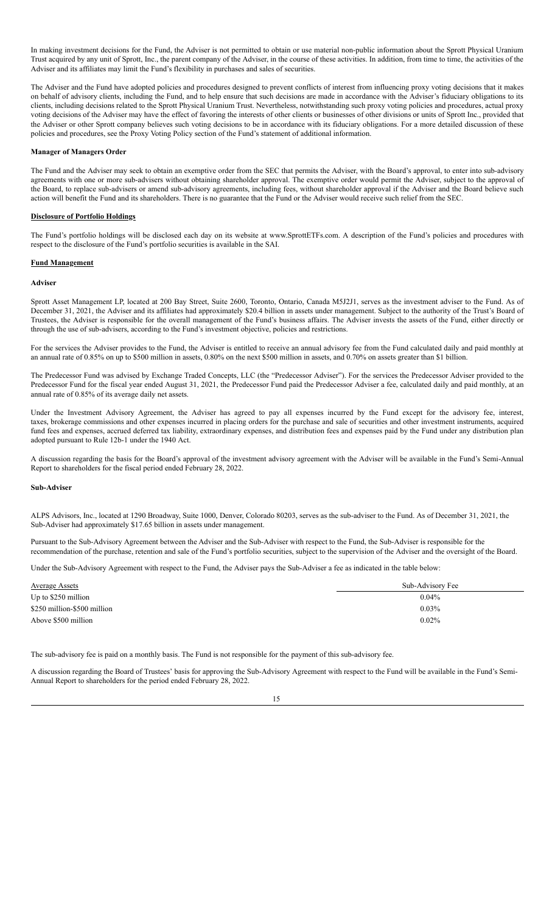In making investment decisions for the Fund, the Adviser is not permitted to obtain or use material non-public information about the Sprott Physical Uranium Trust acquired by any unit of Sprott, Inc., the parent company of the Adviser, in the course of these activities. In addition, from time to time, the activities of the Adviser and its affiliates may limit the Fund's flexibility in purchases and sales of securities.

The Adviser and the Fund have adopted policies and procedures designed to prevent conflicts of interest from influencing proxy voting decisions that it makes on behalf of advisory clients, including the Fund, and to help ensure that such decisions are made in accordance with the Adviser's fiduciary obligations to its clients, including decisions related to the Sprott Physical Uranium Trust. Nevertheless, notwithstanding such proxy voting policies and procedures, actual proxy voting decisions of the Adviser may have the effect of favoring the interests of other clients or businesses of other divisions or units of Sprott Inc., provided that the Adviser or other Sprott company believes such voting decisions to be in accordance with its fiduciary obligations. For a more detailed discussion of these policies and procedures, see the Proxy Voting Policy section of the Fund's statement of additional information.

**Manager of Managers Order**

The Fund and the Adviser may seek to obtain an exemptive order from the SEC that permits the Adviser, with the Board's approval, to enter into sub-advisory agreements with one or more sub-advisers without obtaining shareholder approval. The exemptive order would permit the Adviser, subject to the approval of the Board, to replace sub-advisers or amend sub-advisory agreements, including fees, without shareholder approval if the Adviser and the Board believe such action will benefit the Fund and its shareholders. There is no guarantee that the Fund or the Adviser would receive such relief from the SEC.

## Disclosure of Portfolio Holdings

The Fund's portfolio holdings will be disclosed each day on its website at www.SprottETFs.com. A description of the Fund's policies and procedures with respect to the disclosure of the Fund's portfolio securities is available in the SAI.

## Fund Management

**Adviser**

Sprott Asset Management LP, located at 200 Bay Street, Suite 2600, Toronto, Ontario, Canada M5J2J1, serves as the investment adviser to the Fund. As of December 31, 2021, the Adviser and its affiliates had approximately $20.4 billion in assets under management. Subject to the authority of the Trust's Board of Trustees, the Adviser is responsible for the overall management of the Fund's business affairs. The Adviser invests the assets of the Fund, either directly or through the use of sub-advisers, according to the Fund's investment objective, policies and restrictions.

For the services the Adviser provides to the Fund, the Adviser is entitled to receive an annual advisory fee from the Fund calculated daily and paid monthly at an annual rate of 0.85% on up to $500 million in assets, 0.80% on the next $500 million in assets, and 0.70% on assets greater than $1 billion.

The Predecessor Fund was advised by Exchange Traded Concepts, LLC (the "Predecessor Adviser"). For the services the Predecessor Adviser provided to the Predecessor Fund for the fiscal year ended August 31, 2021, the Predecessor Fund paid the Predecessor Adviser a fee, calculated daily and paid monthly, at an annual rate of 0.85% of its average daily net assets.

Under the Investment Advisory Agreement, the Adviser has agreed to pay all expenses incurred by the Fund except for the advisory fee, interest, taxes, brokerage commissions and other expenses incurred in placing orders for the purchase and sale of securities and other investment instruments, acquired fund fees and expenses, accrued deferred tax liability, extraordinary expenses, and distribution fees and expenses paid by the Fund under any distribution plan adopted pursuant to Rule 12b-1 under the 1940 Act.

A discussion regarding the basis for the Board's approval of the investment advisory agreement with the Adviser will be available in the Fund's Semi-Annual Report to shareholders for the fiscal period ended February 28, 2022.

**Sub-Adviser**

ALPS Advisors, Inc., located at 1290 Broadway, Suite 1000, Denver, Colorado 80203, serves as the sub-adviser to the Fund. As of December 31, 2021, the Sub-Adviser had approximately $17.65 billion in assets under management.

Pursuant to the Sub-Advisory Agreement between the Adviser and the Sub-Adviser with respect to the Fund, the Sub-Adviser is responsible for the recommendation of the purchase, retention and sale of the Fund's portfolio securities, subject to the supervision of the Adviser and the oversight of the Board.

Under the Sub-Advisory Agreement with respect to the Fund, the Adviser pays the Sub-Adviser a fee as indicated in the table below:

| Average Assets | Sub-Advisory Fee |
|---|---|
| Up to $250 million | 0.04% |
| $250 million-$500 million | 0.03% |
| Above $500 million | 0.02% |

The sub-advisory fee is paid on a monthly basis. The Fund is not responsible for the payment of this sub-advisory fee.

A discussion regarding the Board of Trustees' basis for approving the Sub-Advisory Agreement with respect to the Fund will be available in the Fund's Semi-Annual Report to shareholders for the period ended February 28, 2022.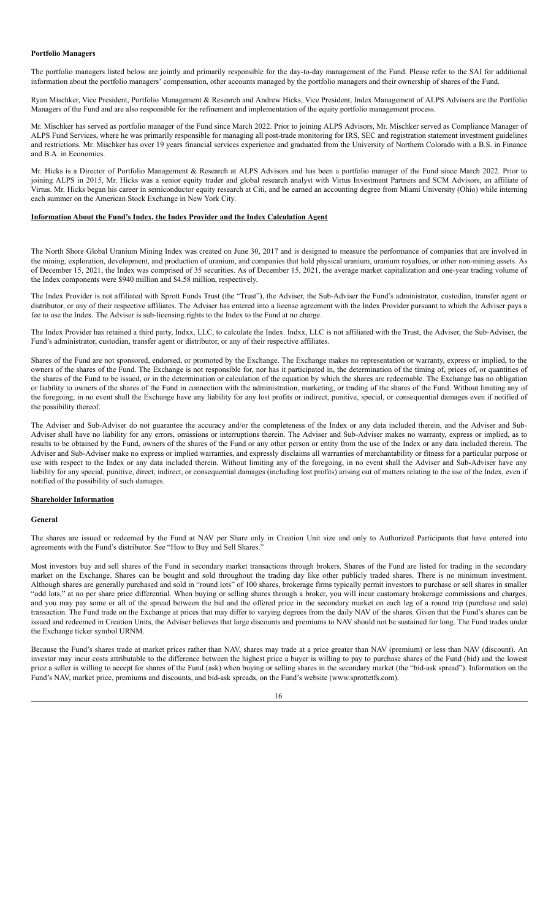**Portfolio Managers**

The portfolio managers listed below are jointly and primarily responsible for the day-to-day management of the Fund. Please refer to the SAI for additional information about the portfolio managers' compensation, other accounts managed by the portfolio managers and their ownership of shares of the Fund.

Ryan Mischker, Vice President, Portfolio Management & Research and Andrew Hicks, Vice President, Index Management of ALPS Advisors are the Portfolio Managers of the Fund and are also responsible for the refinement and implementation of the equity portfolio management process.

Mr. Mischker has served as portfolio manager of the Fund since March 2022. Prior to joining ALPS Advisors, Mr. Mischker served as Compliance Manager of ALPS Fund Services, where he was primarily responsible for managing all post-trade monitoring for IRS, SEC and registration statement investment guidelines and restrictions. Mr. Mischker has over 19 years financial services experience and graduated from the University of Northern Colorado with a B.S. in Finance and B.A. in Economics.

Mr. Hicks is a Director of Portfolio Management & Research at ALPS Advisors and has been a portfolio manager of the Fund since March 2022. Prior to joining ALPS in 2015, Mr. Hicks was a senior equity trader and global research analyst with Virtus Investment Partners and SCM Advisors, an affiliate of Virtus. Mr. Hicks began his career in semiconductor equity research at Citi, and he earned an accounting degree from Miami University (Ohio) while interning each summer on the American Stock Exchange in New York City.

**Information About the Fund's Index, the Index Provider and the Index Calculation Agent**

The North Shore Global Uranium Mining Index was created on June 30, 2017 and is designed to measure the performance of companies that are involved in the mining, exploration, development, and production of uranium, and companies that hold physical uranium, uranium royalties, or other non-mining assets. As of December 15, 2021, the Index was comprised of 35 securities. As of December 15, 2021, the average market capitalization and one-year trading volume of the Index components were $940 million and $4.58 million, respectively.

The Index Provider is not affiliated with Sprott Funds Trust (the "Trust"), the Adviser, the Sub-Adviser the Fund's administrator, custodian, transfer agent or distributor, or any of their respective affiliates. The Adviser has entered into a license agreement with the Index Provider pursuant to which the Adviser pays a fee to use the Index. The Adviser is sub-licensing rights to the Index to the Fund at no charge.

The Index Provider has retained a third party, Indxx, LLC, to calculate the Index. Indxx, LLC is not affiliated with the Trust, the Adviser, the Sub-Adviser, the Fund's administrator, custodian, transfer agent or distributor, or any of their respective affiliates.

Shares of the Fund are not sponsored, endorsed, or promoted by the Exchange. The Exchange makes no representation or warranty, express or implied, to the owners of the shares of the Fund. The Exchange is not responsible for, nor has it participated in, the determination of the timing of, prices of, or quantities of the shares of the Fund to be issued, or in the determination or calculation of the equation by which the shares are redeemable. The Exchange has no obligation or liability to owners of the shares of the Fund in connection with the administration, marketing, or trading of the shares of the Fund. Without limiting any of the foregoing, in no event shall the Exchange have any liability for any lost profits or indirect, punitive, special, or consequential damages even if notified of the possibility thereof.

The Adviser and Sub-Adviser do not guarantee the accuracy and/or the completeness of the Index or any data included therein, and the Adviser and Sub-Adviser shall have no liability for any errors, omissions or interruptions therein. The Adviser and Sub-Adviser makes no warranty, express or implied, as to results to be obtained by the Fund, owners of the shares of the Fund or any other person or entity from the use of the Index or any data included therein. The Adviser and Sub-Adviser make no express or implied warranties, and expressly disclaims all warranties of merchantability or fitness for a particular purpose or use with respect to the Index or any data included therein. Without limiting any of the foregoing, in no event shall the Adviser and Sub-Adviser have any liability for any special, punitive, direct, indirect, or consequential damages (including lost profits) arising out of matters relating to the use of the Index, even if notified of the possibility of such damages.

**Shareholder Information**

**General**

The shares are issued or redeemed by the Fund at NAV per Share only in Creation Unit size and only to Authorized Participants that have entered into agreements with the Fund's distributor. See "How to Buy and Sell Shares."

Most investors buy and sell shares of the Fund in secondary market transactions through brokers. Shares of the Fund are listed for trading in the secondary market on the Exchange. Shares can be bought and sold throughout the trading day like other publicly traded shares. There is no minimum investment. Although shares are generally purchased and sold in "round lots" of 100 shares, brokerage firms typically permit investors to purchase or sell shares in smaller "odd lots," at no per share price differential. When buying or selling shares through a broker, you will incur customary brokerage commissions and charges, and you may pay some or all of the spread between the bid and the offered price in the secondary market on each leg of a round trip (purchase and sale) transaction. The Fund trade on the Exchange at prices that may differ to varying degrees from the daily NAV of the shares. Given that the Fund's shares can be issued and redeemed in Creation Units, the Adviser believes that large discounts and premiums to NAV should not be sustained for long. The Fund trades under the Exchange ticker symbol URNM.

Because the Fund's shares trade at market prices rather than NAV, shares may trade at a price greater than NAV (premium) or less than NAV (discount). An investor may incur costs attributable to the difference between the highest price a buyer is willing to pay to purchase shares of the Fund (bid) and the lowest price a seller is willing to accept for shares of the Fund (ask) when buying or selling shares in the secondary market (the "bid-ask spread"). Information on the Fund's NAV, market price, premiums and discounts, and bid-ask spreads, on the Fund's website (www.sprottetfs.com).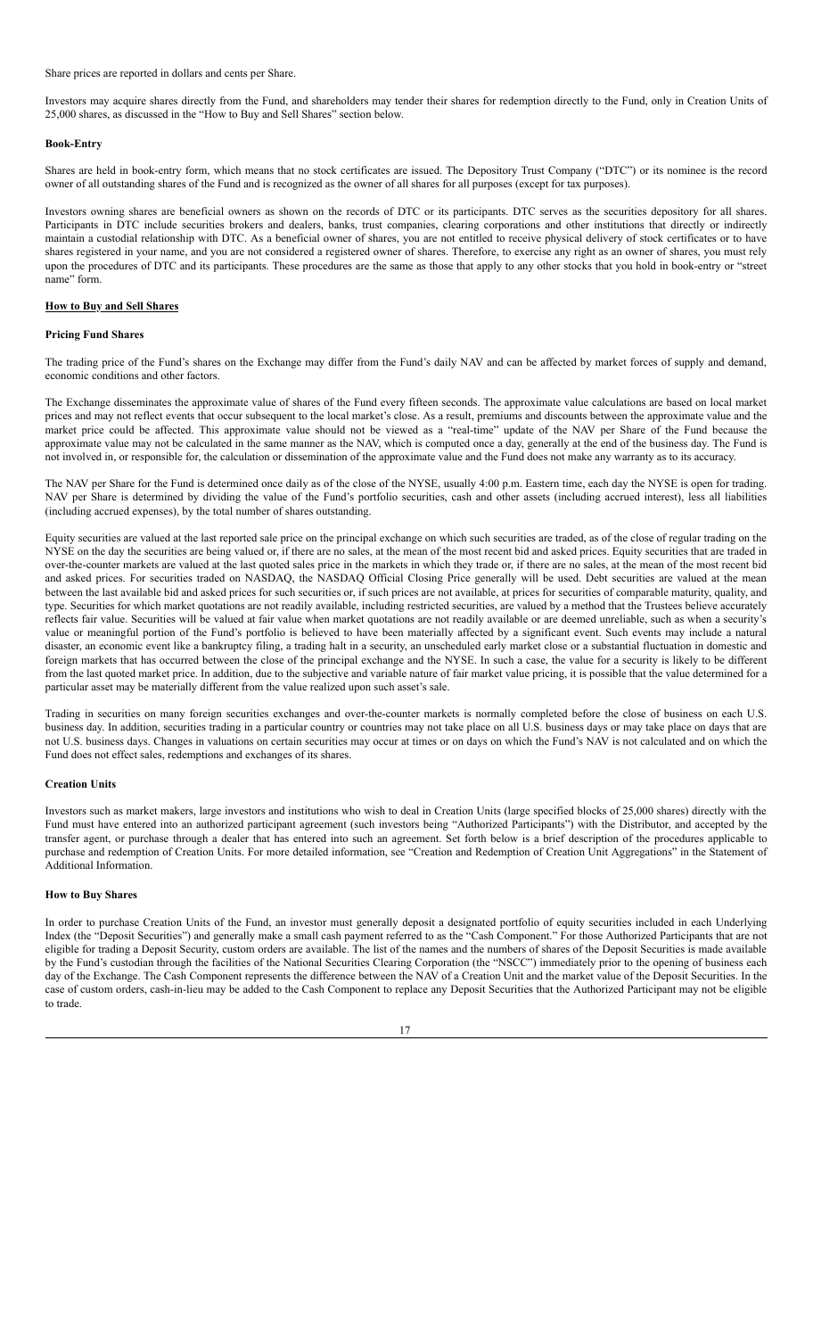Share prices are reported in dollars and cents per Share.

Investors may acquire shares directly from the Fund, and shareholders may tender their shares for redemption directly to the Fund, only in Creation Units of 25,000 shares, as discussed in the "How to Buy and Sell Shares" section below.

**Book-Entry**

Shares are held in book-entry form, which means that no stock certificates are issued. The Depository Trust Company ("DTC") or its nominee is the record owner of all outstanding shares of the Fund and is recognized as the owner of all shares for all purposes (except for tax purposes).

Investors owning shares are beneficial owners as shown on the records of DTC or its participants. DTC serves as the securities depository for all shares. Participants in DTC include securities brokers and dealers, banks, trust companies, clearing corporations and other institutions that directly or indirectly maintain a custodial relationship with DTC. As a beneficial owner of shares, you are not entitled to receive physical delivery of stock certificates or to have shares registered in your name, and you are not considered a registered owner of shares. Therefore, to exercise any right as an owner of shares, you must rely upon the procedures of DTC and its participants. These procedures are the same as those that apply to any other stocks that you hold in book-entry or "street name" form.

## How to Buy and Sell Shares

**Pricing Fund Shares**

The trading price of the Fund's shares on the Exchange may differ from the Fund's daily NAV and can be affected by market forces of supply and demand, economic conditions and other factors.

The Exchange disseminates the approximate value of shares of the Fund every fifteen seconds. The approximate value calculations are based on local market prices and may not reflect events that occur subsequent to the local market's close. As a result, premiums and discounts between the approximate value and the market price could be affected. This approximate value should not be viewed as a "real-time" update of the NAV per Share of the Fund because the approximate value may not be calculated in the same manner as the NAV, which is computed once a day, generally at the end of the business day. The Fund is not involved in, or responsible for, the calculation or dissemination of the approximate value and the Fund does not make any warranty as to its accuracy.

The NAV per Share for the Fund is determined once daily as of the close of the NYSE, usually 4:00 p.m. Eastern time, each day the NYSE is open for trading. NAV per Share is determined by dividing the value of the Fund's portfolio securities, cash and other assets (including accrued interest), less all liabilities (including accrued expenses), by the total number of shares outstanding.

Equity securities are valued at the last reported sale price on the principal exchange on which such securities are traded, as of the close of regular trading on the NYSE on the day the securities are being valued or, if there are no sales, at the mean of the most recent bid and asked prices. Equity securities that are traded in over-the-counter markets are valued at the last quoted sales price in the markets in which they trade or, if there are no sales, at the mean of the most recent bid and asked prices. For securities traded on NASDAQ, the NASDAQ Official Closing Price generally will be used. Debt securities are valued at the mean between the last available bid and asked prices for such securities or, if such prices are not available, at prices for securities of comparable maturity, quality, and type. Securities for which market quotations are not readily available, including restricted securities, are valued by a method that the Trustees believe accurately reflects fair value. Securities will be valued at fair value when market quotations are not readily available or are deemed unreliable, such as when a security's value or meaningful portion of the Fund's portfolio is believed to have been materially affected by a significant event. Such events may include a natural disaster, an economic event like a bankruptcy filing, a trading halt in a security, an unscheduled early market close or a substantial fluctuation in domestic and foreign markets that has occurred between the close of the principal exchange and the NYSE. In such a case, the value for a security is likely to be different from the last quoted market price. In addition, due to the subjective and variable nature of fair market value pricing, it is possible that the value determined for a particular asset may be materially different from the value realized upon such asset's sale.

Trading in securities on many foreign securities exchanges and over-the-counter markets is normally completed before the close of business on each U.S. business day. In addition, securities trading in a particular country or countries may not take place on all U.S. business days or may take place on days that are not U.S. business days. Changes in valuations on certain securities may occur at times or on days on which the Fund's NAV is not calculated and on which the Fund does not effect sales, redemptions and exchanges of its shares.

**Creation Units**

Investors such as market makers, large investors and institutions who wish to deal in Creation Units (large specified blocks of 25,000 shares) directly with the Fund must have entered into an authorized participant agreement (such investors being "Authorized Participants") with the Distributor, and accepted by the transfer agent, or purchase through a dealer that has entered into such an agreement. Set forth below is a brief description of the procedures applicable to purchase and redemption of Creation Units. For more detailed information, see "Creation and Redemption of Creation Unit Aggregations" in the Statement of Additional Information.

**How to Buy Shares**

In order to purchase Creation Units of the Fund, an investor must generally deposit a designated portfolio of equity securities included in each Underlying Index (the "Deposit Securities") and generally make a small cash payment referred to as the "Cash Component." For those Authorized Participants that are not eligible for trading a Deposit Security, custom orders are available. The list of the names and the numbers of shares of the Deposit Securities is made available by the Fund's custodian through the facilities of the National Securities Clearing Corporation (the "NSCC") immediately prior to the opening of business each day of the Exchange. The Cash Component represents the difference between the NAV of a Creation Unit and the market value of the Deposit Securities. In the case of custom orders, cash-in-lieu may be added to the Cash Component to replace any Deposit Securities that the Authorized Participant may not be eligible to trade.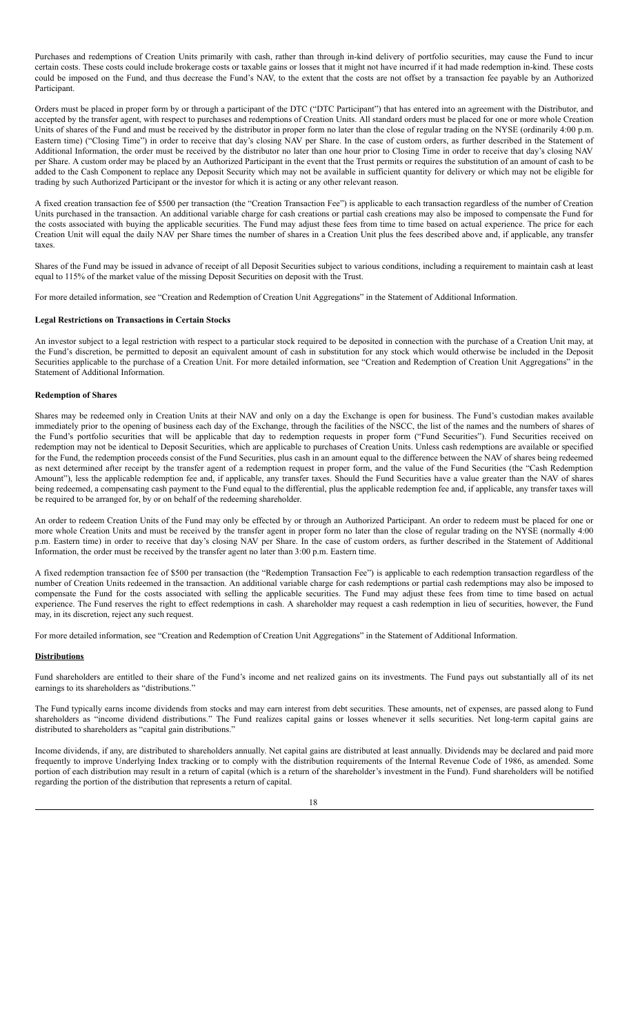Purchases and redemptions of Creation Units primarily with cash, rather than through in-kind delivery of portfolio securities, may cause the Fund to incur certain costs. These costs could include brokerage costs or taxable gains or losses that it might not have incurred if it had made redemption in-kind. These costs could be imposed on the Fund, and thus decrease the Fund's NAV, to the extent that the costs are not offset by a transaction fee payable by an Authorized Participant.

Orders must be placed in proper form by or through a participant of the DTC ("DTC Participant") that has entered into an agreement with the Distributor, and accepted by the transfer agent, with respect to purchases and redemptions of Creation Units. All standard orders must be placed for one or more whole Creation Units of shares of the Fund and must be received by the distributor in proper form no later than the close of regular trading on the NYSE (ordinarily 4:00 p.m. Eastern time) ("Closing Time") in order to receive that day's closing NAV per Share. In the case of custom orders, as further described in the Statement of Additional Information, the order must be received by the distributor no later than one hour prior to Closing Time in order to receive that day's closing NAV per Share. A custom order may be placed by an Authorized Participant in the event that the Trust permits or requires the substitution of an amount of cash to be added to the Cash Component to replace any Deposit Security which may not be available in sufficient quantity for delivery or which may not be eligible for trading by such Authorized Participant or the investor for which it is acting or any other relevant reason.

A fixed creation transaction fee of $500 per transaction (the "Creation Transaction Fee") is applicable to each transaction regardless of the number of Creation Units purchased in the transaction. An additional variable charge for cash creations or partial cash creations may also be imposed to compensate the Fund for the costs associated with buying the applicable securities. The Fund may adjust these fees from time to time based on actual experience. The price for each Creation Unit will equal the daily NAV per Share times the number of shares in a Creation Unit plus the fees described above and, if applicable, any transfer taxes.

Shares of the Fund may be issued in advance of receipt of all Deposit Securities subject to various conditions, including a requirement to maintain cash at least equal to 115% of the market value of the missing Deposit Securities on deposit with the Trust.

For more detailed information, see "Creation and Redemption of Creation Unit Aggregations" in the Statement of Additional Information.

**Legal Restrictions on Transactions in Certain Stocks**

An investor subject to a legal restriction with respect to a particular stock required to be deposited in connection with the purchase of a Creation Unit may, at the Fund's discretion, be permitted to deposit an equivalent amount of cash in substitution for any stock which would otherwise be included in the Deposit Securities applicable to the purchase of a Creation Unit. For more detailed information, see "Creation and Redemption of Creation Unit Aggregations" in the Statement of Additional Information.

**Redemption of Shares**

Shares may be redeemed only in Creation Units at their NAV and only on a day the Exchange is open for business. The Fund's custodian makes available immediately prior to the opening of business each day of the Exchange, through the facilities of the NSCC, the list of the names and the numbers of shares of the Fund's portfolio securities that will be applicable that day to redemption requests in proper form ("Fund Securities"). Fund Securities received on redemption may not be identical to Deposit Securities, which are applicable to purchases of Creation Units. Unless cash redemptions are available or specified for the Fund, the redemption proceeds consist of the Fund Securities, plus cash in an amount equal to the difference between the NAV of shares being redeemed as next determined after receipt by the transfer agent of a redemption request in proper form, and the value of the Fund Securities (the "Cash Redemption Amount"), less the applicable redemption fee and, if applicable, any transfer taxes. Should the Fund Securities have a value greater than the NAV of shares being redeemed, a compensating cash payment to the Fund equal to the differential, plus the applicable redemption fee and, if applicable, any transfer taxes will be required to be arranged for, by or on behalf of the redeeming shareholder.

An order to redeem Creation Units of the Fund may only be effected by or through an Authorized Participant. An order to redeem must be placed for one or more whole Creation Units and must be received by the transfer agent in proper form no later than the close of regular trading on the NYSE (normally 4:00 p.m. Eastern time) in order to receive that day's closing NAV per Share. In the case of custom orders, as further described in the Statement of Additional Information, the order must be received by the transfer agent no later than 3:00 p.m. Eastern time.

A fixed redemption transaction fee of $500 per transaction (the "Redemption Transaction Fee") is applicable to each redemption transaction regardless of the number of Creation Units redeemed in the transaction. An additional variable charge for cash redemptions or partial cash redemptions may also be imposed to compensate the Fund for the costs associated with selling the applicable securities. The Fund may adjust these fees from time to time based on actual experience. The Fund reserves the right to effect redemptions in cash. A shareholder may request a cash redemption in lieu of securities, however, the Fund may, in its discretion, reject any such request.

For more detailed information, see "Creation and Redemption of Creation Unit Aggregations" in the Statement of Additional Information.

**Distributions**

Fund shareholders are entitled to their share of the Fund's income and net realized gains on its investments. The Fund pays out substantially all of its net earnings to its shareholders as "distributions."

The Fund typically earns income dividends from stocks and may earn interest from debt securities. These amounts, net of expenses, are passed along to Fund shareholders as "income dividend distributions." The Fund realizes capital gains or losses whenever it sells securities. Net long-term capital gains are distributed to shareholders as "capital gain distributions."

Income dividends, if any, are distributed to shareholders annually. Net capital gains are distributed at least annually. Dividends may be declared and paid more frequently to improve Underlying Index tracking or to comply with the distribution requirements of the Internal Revenue Code of 1986, as amended. Some portion of each distribution may result in a return of capital (which is a return of the shareholder's investment in the Fund). Fund shareholders will be notified regarding the portion of the distribution that represents a return of capital.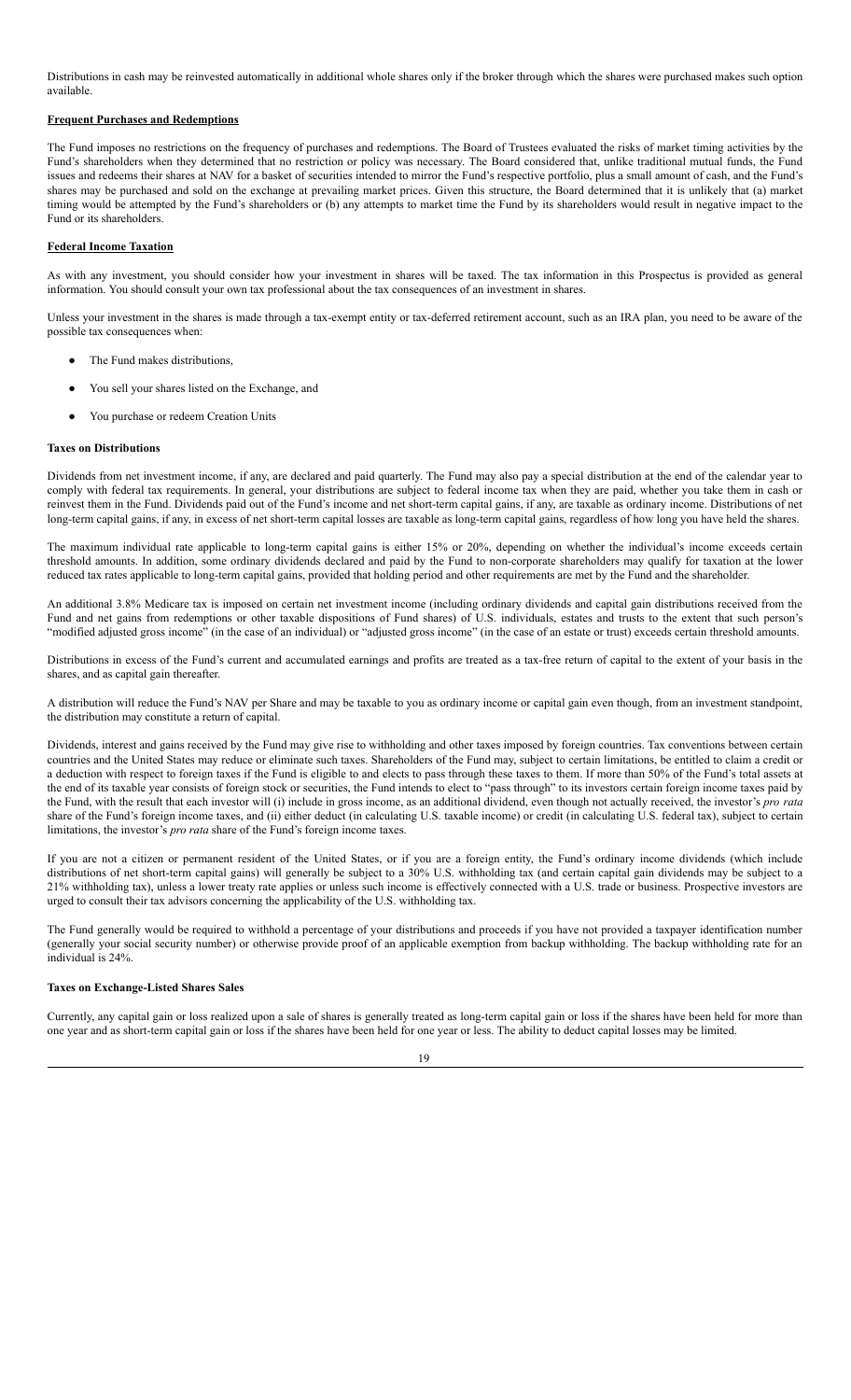Distributions in cash may be reinvested automatically in additional whole shares only if the broker through which the shares were purchased makes such option available.

## Frequent Purchases and Redemptions

The Fund imposes no restrictions on the frequency of purchases and redemptions. The Board of Trustees evaluated the risks of market timing activities by the Fund's shareholders when they determined that no restriction or policy was necessary. The Board considered that, unlike traditional mutual funds, the Fund issues and redeems their shares at NAV for a basket of securities intended to mirror the Fund's respective portfolio, plus a small amount of cash, and the Fund's shares may be purchased and sold on the exchange at prevailing market prices. Given this structure, the Board determined that it is unlikely that (a) market timing would be attempted by the Fund's shareholders or (b) any attempts to market time the Fund by its shareholders would result in negative impact to the Fund or its shareholders.

## Federal Income Taxation

As with any investment, you should consider how your investment in shares will be taxed. The tax information in this Prospectus is provided as general information. You should consult your own tax professional about the tax consequences of an investment in shares.

Unless your investment in the shares is made through a tax-exempt entity or tax-deferred retirement account, such as an IRA plan, you need to be aware of the possible tax consequences when:

- The Fund makes distributions,
- You sell your shares listed on the Exchange, and
- You purchase or redeem Creation Units

### Taxes on Distributions

Dividends from net investment income, if any, are declared and paid quarterly. The Fund may also pay a special distribution at the end of the calendar year to comply with federal tax requirements. In general, your distributions are subject to federal income tax when they are paid, whether you take them in cash or reinvest them in the Fund. Dividends paid out of the Fund's income and net short-term capital gains, if any, are taxable as ordinary income. Distributions of net long-term capital gains, if any, in excess of net short-term capital losses are taxable as long-term capital gains, regardless of how long you have held the shares.

The maximum individual rate applicable to long-term capital gains is either 15% or 20%, depending on whether the individual's income exceeds certain threshold amounts. In addition, some ordinary dividends declared and paid by the Fund to non-corporate shareholders may qualify for taxation at the lower reduced tax rates applicable to long-term capital gains, provided that holding period and other requirements are met by the Fund and the shareholder.

An additional 3.8% Medicare tax is imposed on certain net investment income (including ordinary dividends and capital gain distributions received from the Fund and net gains from redemptions or other taxable dispositions of Fund shares) of U.S. individuals, estates and trusts to the extent that such person's "modified adjusted gross income" (in the case of an individual) or "adjusted gross income" (in the case of an estate or trust) exceeds certain threshold amounts.

Distributions in excess of the Fund's current and accumulated earnings and profits are treated as a tax-free return of capital to the extent of your basis in the shares, and as capital gain thereafter.

A distribution will reduce the Fund's NAV per Share and may be taxable to you as ordinary income or capital gain even though, from an investment standpoint, the distribution may constitute a return of capital.

Dividends, interest and gains received by the Fund may give rise to withholding and other taxes imposed by foreign countries. Tax conventions between certain countries and the United States may reduce or eliminate such taxes. Shareholders of the Fund may, subject to certain limitations, be entitled to claim a credit or a deduction with respect to foreign taxes if the Fund is eligible to and elects to pass through these taxes to them. If more than 50% of the Fund's total assets at the end of its taxable year consists of foreign stock or securities, the Fund intends to elect to "pass through" to its investors certain foreign income taxes paid by the Fund, with the result that each investor will (i) include in gross income, as an additional dividend, even though not actually received, the investor's *pro rata* share of the Fund's foreign income taxes, and (ii) either deduct (in calculating U.S. taxable income) or credit (in calculating U.S. federal tax), subject to certain limitations, the investor's *pro rata* share of the Fund's foreign income taxes.

If you are not a citizen or permanent resident of the United States, or if you are a foreign entity, the Fund's ordinary income dividends (which include distributions of net short-term capital gains) will generally be subject to a 30% U.S. withholding tax (and certain capital gain dividends may be subject to a 21% withholding tax), unless a lower treaty rate applies or unless such income is effectively connected with a U.S. trade or business. Prospective investors are urged to consult their tax advisors concerning the applicability of the U.S. withholding tax.

The Fund generally would be required to withhold a percentage of your distributions and proceeds if you have not provided a taxpayer identification number (generally your social security number) or otherwise provide proof of an applicable exemption from backup withholding. The backup withholding rate for an individual is 24%.

### Taxes on Exchange-Listed Shares Sales

Currently, any capital gain or loss realized upon a sale of shares is generally treated as long-term capital gain or loss if the shares have been held for more than one year and as short-term capital gain or loss if the shares have been held for one year or less. The ability to deduct capital losses may be limited.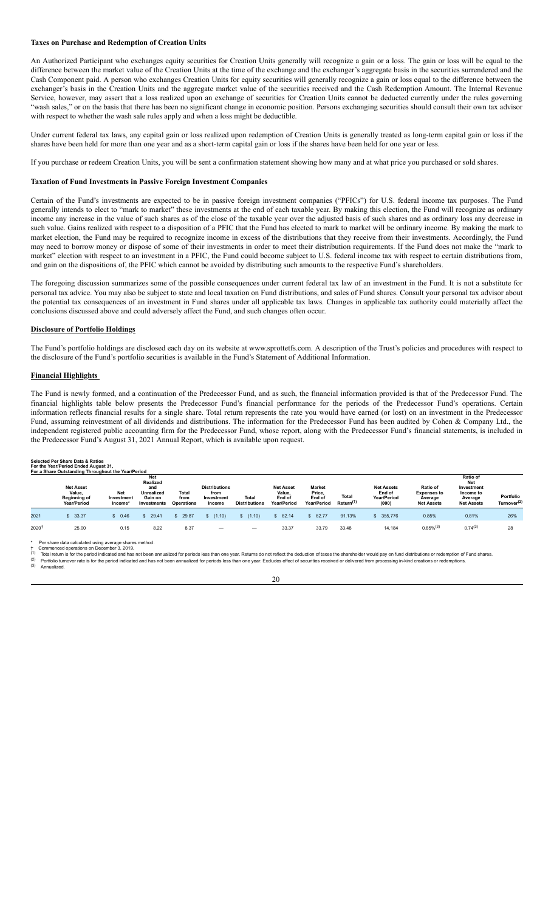**Taxes on Purchase and Redemption of Creation Units**

An Authorized Participant who exchanges equity securities for Creation Units generally will recognize a gain or a loss. The gain or loss will be equal to the difference between the market value of the Creation Units at the time of the exchange and the exchanger's aggregate basis in the securities surrendered and the Cash Component paid. A person who exchanges Creation Units for equity securities will generally recognize a gain or loss equal to the difference between the exchanger's basis in the Creation Units and the aggregate market value of the securities received and the Cash Redemption Amount. The Internal Revenue Service, however, may assert that a loss realized upon an exchange of securities for Creation Units cannot be deducted currently under the rules governing "wash sales," or on the basis that there has been no significant change in economic position. Persons exchanging securities should consult their own tax advisor with respect to whether the wash sale rules apply and when a loss might be deductible.

Under current federal tax laws, any capital gain or loss realized upon redemption of Creation Units is generally treated as long-term capital gain or loss if the shares have been held for more than one year and as a short-term capital gain or loss if the shares have been held for one year or less.

If you purchase or redeem Creation Units, you will be sent a confirmation statement showing how many and at what price you purchased or sold shares.

**Taxation of Fund Investments in Passive Foreign Investment Companies**

Certain of the Fund's investments are expected to be in passive foreign investment companies ("PFICs") for U.S. federal income tax purposes. The Fund generally intends to elect to "mark to market" these investments at the end of each taxable year. By making this election, the Fund will recognize as ordinary income any increase in the value of such shares as of the close of the taxable year over the adjusted basis of such shares and as ordinary loss any decrease in such value. Gains realized with respect to a disposition of a PFIC that the Fund has elected to mark to market will be ordinary income. By making the mark to market election, the Fund may be required to recognize income in excess of the distributions that they receive from their investments. Accordingly, the Fund may need to borrow money or dispose of some of their investments in order to meet their distribution requirements. If the Fund does not make the "mark to market" election with respect to an investment in a PFIC, the Fund could become subject to U.S. federal income tax with respect to certain distributions from, and gain on the dispositions of, the PFIC which cannot be avoided by distributing such amounts to the respective Fund's shareholders.

The foregoing discussion summarizes some of the possible consequences under current federal tax law of an investment in the Fund. It is not a substitute for personal tax advice. You may also be subject to state and local taxation on Fund distributions, and sales of Fund shares. Consult your personal tax advisor about the potential tax consequences of an investment in Fund shares under all applicable tax laws. Changes in applicable tax authority could materially affect the conclusions discussed above and could adversely affect the Fund, and such changes often occur.

**Disclosure of Portfolio Holdings**

The Fund's portfolio holdings are disclosed each day on its website at www.sprottetfs.com. A description of the Trust's policies and procedures with respect to the disclosure of the Fund's portfolio securities is available in the Fund's Statement of Additional Information.

**Financial Highlights**

The Fund is newly formed, and a continuation of the Predecessor Fund, and as such, the financial information provided is that of the Predecessor Fund. The financial highlights table below presents the Predecessor Fund's financial performance for the periods of the Predecessor Fund's operations. Certain information reflects financial results for a single share. Total return represents the rate you would have earned (or lost) on an investment in the Predecessor Fund, assuming reinvestment of all dividends and distributions. The information for the Predecessor Fund has been audited by Cohen & Company Ltd., the independent registered public accounting firm for the Predecessor Fund, whose report, along with the Predecessor Fund's financial statements, is included in the Predecessor Fund's August 31, 2021 Annual Report, which is available upon request.

**Selected Per Share Data & Ratios**
**For the Year/Period Ended August 31,**
**For a Share Outstanding Throughout the Year/Period**

| | Net Asset Value, Beginning of Year/Period | Net Investment Income* | Net Realized and Unrealized Gain on Investments | Total from Operations | Distributions from Investment Income | Total Distributions | Net Asset Value, End of Year/Period | Market Price, End of Year/Period | Total Return[1] | Net Assets End of Year/Period (000) | Ratio of Expenses to Average Net Assets | Ratio of Net Investment Income to Average Net Assets | Portfolio Turnover[2] |
|---|---|---|---|---|---|---|---|---|---|---|---|---|---|
| 2021 | $ 33.37 | $ 0.46 | $ 29.41 | $ 29.87 | $ (1.10) | $ (1.10) | $ 62.14 | $ 62.77 | 91.13% | $ 355,776 | 0.85% | 0.81% | 26% |
| 2020† | 25.00 | 0.15 | 8.22 | 8.37 | — | — | 33.37 | 33.79 | 33.48 | 14,184 | 0.85%[3] | 0.74[3] | 28 |

\* Per share data calculated using average shares method.

† Commenced operations on December 3, 2019.

[1] Total return is for the period indicated and has not been annualized for periods less than one year. Returns do not reflect the deduction of taxes the shareholder would pay on fund distributions or redemption of Fund shares.

[2] Portfolio turnover rate is for the period indicated and has not been annualized for periods less than one year. Excludes effect of securities received or delivered from processing in-kind creations or redemptions.

[3] Annualized.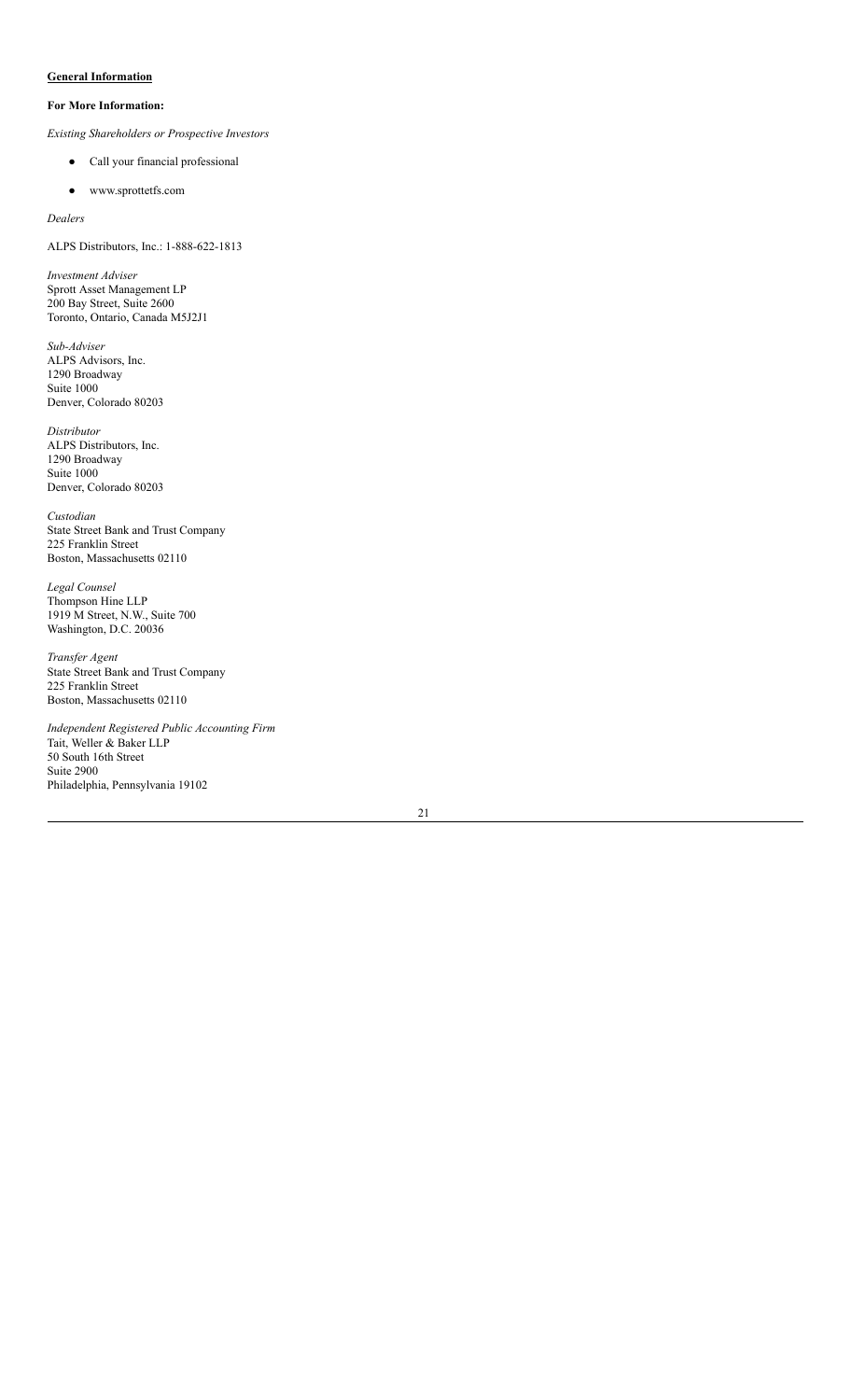**General Information**

**For More Information:**

*Existing Shareholders or Prospective Investors*

- Call your financial professional
- www.sprottetfs.com

*Dealers*

ALPS Distributors, Inc.: 1-888-622-1813

*Investment Adviser*
Sprott Asset Management LP
200 Bay Street, Suite 2600
Toronto, Ontario, Canada M5J2J1

*Sub-Adviser*
ALPS Advisors, Inc.
1290 Broadway
Suite 1000
Denver, Colorado 80203

*Distributor*
ALPS Distributors, Inc.
1290 Broadway
Suite 1000
Denver, Colorado 80203

*Custodian*
State Street Bank and Trust Company
225 Franklin Street
Boston, Massachusetts 02110

*Legal Counsel*
Thompson Hine LLP
1919 M Street, N.W., Suite 700
Washington, D.C. 20036

*Transfer Agent*
State Street Bank and Trust Company
225 Franklin Street
Boston, Massachusetts 02110

*Independent Registered Public Accounting Firm*
Tait, Weller & Baker LLP
50 South 16th Street
Suite 2900
Philadelphia, Pennsylvania 19102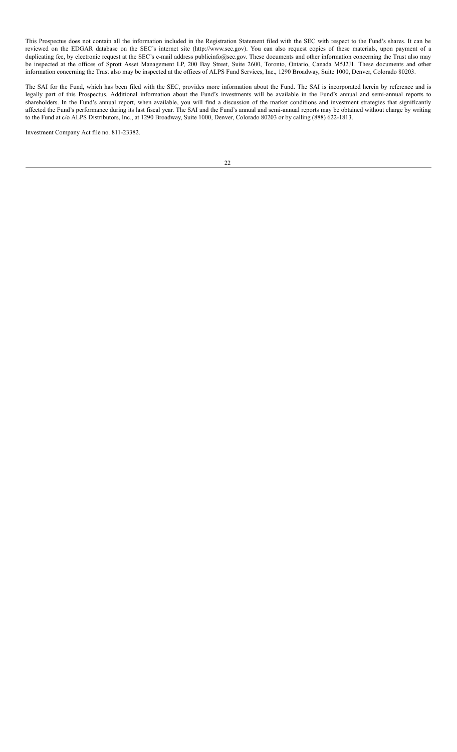This Prospectus does not contain all the information included in the Registration Statement filed with the SEC with respect to the Fund's shares. It can be reviewed on the EDGAR database on the SEC's internet site (http://www.sec.gov). You can also request copies of these materials, upon payment of a duplicating fee, by electronic request at the SEC's e-mail address publicinfo@sec.gov. These documents and other information concerning the Trust also may be inspected at the offices of Sprott Asset Management LP, 200 Bay Street, Suite 2600, Toronto, Ontario, Canada M5J2J1. These documents and other information concerning the Trust also may be inspected at the offices of ALPS Fund Services, Inc., 1290 Broadway, Suite 1000, Denver, Colorado 80203.

The SAI for the Fund, which has been filed with the SEC, provides more information about the Fund. The SAI is incorporated herein by reference and is legally part of this Prospectus. Additional information about the Fund's investments will be available in the Fund's annual and semi-annual reports to shareholders. In the Fund's annual report, when available, you will find a discussion of the market conditions and investment strategies that significantly affected the Fund's performance during its last fiscal year. The SAI and the Fund's annual and semi-annual reports may be obtained without charge by writing to the Fund at c/o ALPS Distributors, Inc., at 1290 Broadway, Suite 1000, Denver, Colorado 80203 or by calling (888) 622-1813.

Investment Company Act file no. 811-23382.